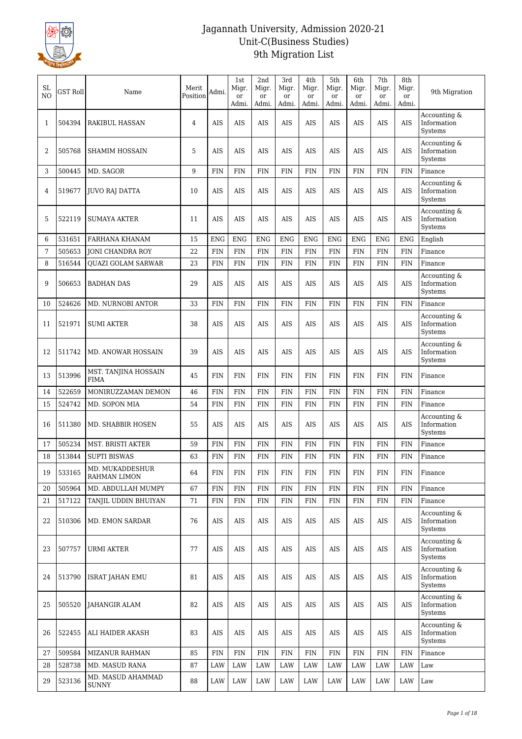# Jagannath University, Admission 2020-21
## Unit-C(Business Studies)
## 9th Migration List

| SL NO | GST Roll | Name | Merit Position | Admi. | 1st Migr. or Admi. | 2nd Migr. or Admi. | 3rd Migr. or Admi. | 4th Migr. or Admi. | 5th Migr. or Admi. | 6th Migr. or Admi. | 7th Migr. or Admi. | 8th Migr. or Admi. | 9th Migration |
|---|---|---|---|---|---|---|---|---|---|---|---|---|---|
| 1 | 504394 | RAKIBUL HASSAN | 4 | AIS | AIS | AIS | AIS | AIS | AIS | AIS | AIS | AIS | Accounting & Information Systems |
| 2 | 505768 | SHAMIM HOSSAIN | 5 | AIS | AIS | AIS | AIS | AIS | AIS | AIS | AIS | AIS | Accounting & Information Systems |
| 3 | 500445 | MD. SAGOR | 9 | FIN | FIN | FIN | FIN | FIN | FIN | FIN | FIN | FIN | Finance |
| 4 | 519677 | JUVO RAJ DATTA | 10 | AIS | AIS | AIS | AIS | AIS | AIS | AIS | AIS | AIS | Accounting & Information Systems |
| 5 | 522119 | SUMAYA AKTER | 11 | AIS | AIS | AIS | AIS | AIS | AIS | AIS | AIS | AIS | Accounting & Information Systems |
| 6 | 531651 | FARHANA KHANAM | 15 | ENG | ENG | ENG | ENG | ENG | ENG | ENG | ENG | ENG | English |
| 7 | 505653 | JONI CHANDRA ROY | 22 | FIN | FIN | FIN | FIN | FIN | FIN | FIN | FIN | FIN | Finance |
| 8 | 516544 | QUAZI GOLAM SARWAR | 23 | FIN | FIN | FIN | FIN | FIN | FIN | FIN | FIN | FIN | Finance |
| 9 | 506653 | BADHAN DAS | 29 | AIS | AIS | AIS | AIS | AIS | AIS | AIS | AIS | AIS | Accounting & Information Systems |
| 10 | 524626 | MD. NURNOBI ANTOR | 33 | FIN | FIN | FIN | FIN | FIN | FIN | FIN | FIN | FIN | Finance |
| 11 | 521971 | SUMI AKTER | 38 | AIS | AIS | AIS | AIS | AIS | AIS | AIS | AIS | AIS | Accounting & Information Systems |
| 12 | 511742 | MD. ANOWAR HOSSAIN | 39 | AIS | AIS | AIS | AIS | AIS | AIS | AIS | AIS | AIS | Accounting & Information Systems |
| 13 | 513996 | MST. TANJINA HOSSAIN FIMA | 45 | FIN | FIN | FIN | FIN | FIN | FIN | FIN | FIN | FIN | Finance |
| 14 | 522659 | MONIRUZZAMAN DEMON | 46 | FIN | FIN | FIN | FIN | FIN | FIN | FIN | FIN | FIN | Finance |
| 15 | 524742 | MD. SOPON MIA | 54 | FIN | FIN | FIN | FIN | FIN | FIN | FIN | FIN | FIN | Finance |
| 16 | 511380 | MD. SHABBIR HOSEN | 55 | AIS | AIS | AIS | AIS | AIS | AIS | AIS | AIS | AIS | Accounting & Information Systems |
| 17 | 505234 | MST. BRISTI AKTER | 59 | FIN | FIN | FIN | FIN | FIN | FIN | FIN | FIN | FIN | Finance |
| 18 | 513844 | SUPTI BISWAS | 63 | FIN | FIN | FIN | FIN | FIN | FIN | FIN | FIN | FIN | Finance |
| 19 | 533165 | MD. MUKADDESHUR RAHMAN LIMON | 64 | FIN | FIN | FIN | FIN | FIN | FIN | FIN | FIN | FIN | Finance |
| 20 | 505964 | MD. ABDULLAH MUMPY | 67 | FIN | FIN | FIN | FIN | FIN | FIN | FIN | FIN | FIN | Finance |
| 21 | 517122 | TANJIL UDDIN BHUIYAN | 71 | FIN | FIN | FIN | FIN | FIN | FIN | FIN | FIN | FIN | Finance |
| 22 | 510306 | MD. EMON SARDAR | 76 | AIS | AIS | AIS | AIS | AIS | AIS | AIS | AIS | AIS | Accounting & Information Systems |
| 23 | 507757 | URMI AKTER | 77 | AIS | AIS | AIS | AIS | AIS | AIS | AIS | AIS | AIS | Accounting & Information Systems |
| 24 | 513790 | ISRAT JAHAN EMU | 81 | AIS | AIS | AIS | AIS | AIS | AIS | AIS | AIS | AIS | Accounting & Information Systems |
| 25 | 505520 | JAHANGIR ALAM | 82 | AIS | AIS | AIS | AIS | AIS | AIS | AIS | AIS | AIS | Accounting & Information Systems |
| 26 | 522455 | ALI HAIDER AKASH | 83 | AIS | AIS | AIS | AIS | AIS | AIS | AIS | AIS | AIS | Accounting & Information Systems |
| 27 | 509584 | MIZANUR RAHMAN | 85 | FIN | FIN | FIN | FIN | FIN | FIN | FIN | FIN | FIN | Finance |
| 28 | 528738 | MD. MASUD RANA | 87 | LAW | LAW | LAW | LAW | LAW | LAW | LAW | LAW | LAW | Law |
| 29 | 523136 | MD. MASUD AHAMMAD SUNNY | 88 | LAW | LAW | LAW | LAW | LAW | LAW | LAW | LAW | LAW | Law |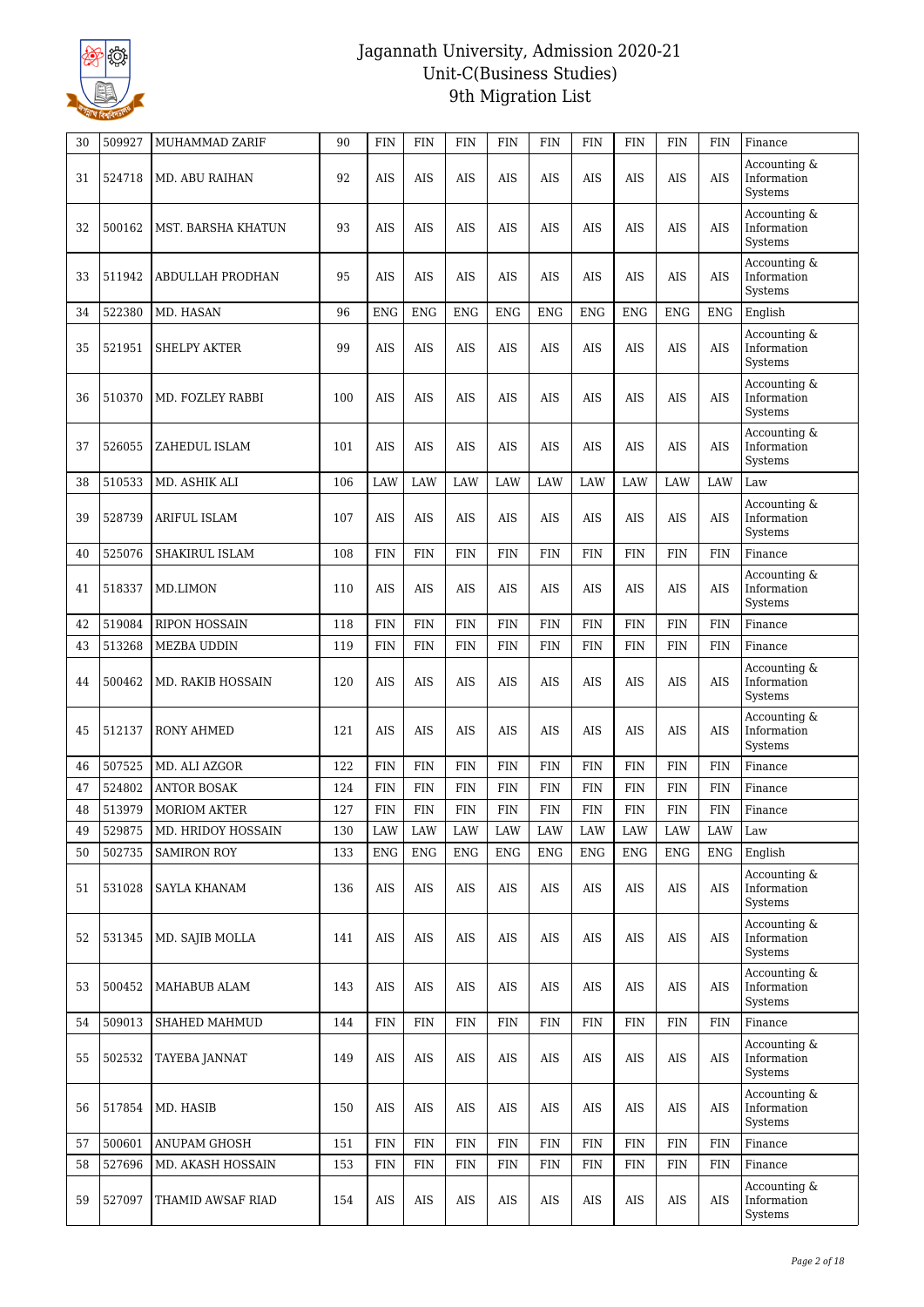# Jagannath University, Admission 2020-21
## Unit-C(Business Studies)
## 9th Migration List

| 30 | 509927 | MUHAMMAD ZARIF | 90 | FIN | FIN | FIN | FIN | FIN | FIN | FIN | FIN | FIN | Finance |
|---|---|---|---|---|---|---|---|---|---|---|---|---|---|
| 31 | 524718 | MD. ABU RAIHAN | 92 | AIS | AIS | AIS | AIS | AIS | AIS | AIS | AIS | AIS | Accounting & Information Systems |
| 32 | 500162 | MST. BARSHA KHATUN | 93 | AIS | AIS | AIS | AIS | AIS | AIS | AIS | AIS | AIS | Accounting & Information Systems |
| 33 | 511942 | ABDULLAH PRODHAN | 95 | AIS | AIS | AIS | AIS | AIS | AIS | AIS | AIS | AIS | Accounting & Information Systems |
| 34 | 522380 | MD. HASAN | 96 | ENG | ENG | ENG | ENG | ENG | ENG | ENG | ENG | ENG | English |
| 35 | 521951 | SHELPY AKTER | 99 | AIS | AIS | AIS | AIS | AIS | AIS | AIS | AIS | AIS | Accounting & Information Systems |
| 36 | 510370 | MD. FOZLEY RABBI | 100 | AIS | AIS | AIS | AIS | AIS | AIS | AIS | AIS | AIS | Accounting & Information Systems |
| 37 | 526055 | ZAHEDUL ISLAM | 101 | AIS | AIS | AIS | AIS | AIS | AIS | AIS | AIS | AIS | Accounting & Information Systems |
| 38 | 510533 | MD. ASHIK ALI | 106 | LAW | LAW | LAW | LAW | LAW | LAW | LAW | LAW | LAW | Law |
| 39 | 528739 | ARIFUL ISLAM | 107 | AIS | AIS | AIS | AIS | AIS | AIS | AIS | AIS | AIS | Accounting & Information Systems |
| 40 | 525076 | SHAKIRUL ISLAM | 108 | FIN | FIN | FIN | FIN | FIN | FIN | FIN | FIN | FIN | Finance |
| 41 | 518337 | MD.LIMON | 110 | AIS | AIS | AIS | AIS | AIS | AIS | AIS | AIS | AIS | Accounting & Information Systems |
| 42 | 519084 | RIPON HOSSAIN | 118 | FIN | FIN | FIN | FIN | FIN | FIN | FIN | FIN | FIN | Finance |
| 43 | 513268 | MEZBA UDDIN | 119 | FIN | FIN | FIN | FIN | FIN | FIN | FIN | FIN | FIN | Finance |
| 44 | 500462 | MD. RAKIB HOSSAIN | 120 | AIS | AIS | AIS | AIS | AIS | AIS | AIS | AIS | AIS | Accounting & Information Systems |
| 45 | 512137 | RONY AHMED | 121 | AIS | AIS | AIS | AIS | AIS | AIS | AIS | AIS | AIS | Accounting & Information Systems |
| 46 | 507525 | MD. ALI AZGOR | 122 | FIN | FIN | FIN | FIN | FIN | FIN | FIN | FIN | FIN | Finance |
| 47 | 524802 | ANTOR BOSAK | 124 | FIN | FIN | FIN | FIN | FIN | FIN | FIN | FIN | FIN | Finance |
| 48 | 513979 | MORIOM AKTER | 127 | FIN | FIN | FIN | FIN | FIN | FIN | FIN | FIN | FIN | Finance |
| 49 | 529875 | MD. HRIDOY HOSSAIN | 130 | LAW | LAW | LAW | LAW | LAW | LAW | LAW | LAW | LAW | Law |
| 50 | 502735 | SAMIRON ROY | 133 | ENG | ENG | ENG | ENG | ENG | ENG | ENG | ENG | ENG | English |
| 51 | 531028 | SAYLA KHANAM | 136 | AIS | AIS | AIS | AIS | AIS | AIS | AIS | AIS | AIS | Accounting & Information Systems |
| 52 | 531345 | MD. SAJIB MOLLA | 141 | AIS | AIS | AIS | AIS | AIS | AIS | AIS | AIS | AIS | Accounting & Information Systems |
| 53 | 500452 | MAHABUB ALAM | 143 | AIS | AIS | AIS | AIS | AIS | AIS | AIS | AIS | AIS | Accounting & Information Systems |
| 54 | 509013 | SHAHED MAHMUD | 144 | FIN | FIN | FIN | FIN | FIN | FIN | FIN | FIN | FIN | Finance |
| 55 | 502532 | TAYEBA JANNAT | 149 | AIS | AIS | AIS | AIS | AIS | AIS | AIS | AIS | AIS | Accounting & Information Systems |
| 56 | 517854 | MD. HASIB | 150 | AIS | AIS | AIS | AIS | AIS | AIS | AIS | AIS | AIS | Accounting & Information Systems |
| 57 | 500601 | ANUPAM GHOSH | 151 | FIN | FIN | FIN | FIN | FIN | FIN | FIN | FIN | FIN | Finance |
| 58 | 527696 | MD. AKASH HOSSAIN | 153 | FIN | FIN | FIN | FIN | FIN | FIN | FIN | FIN | FIN | Finance |
| 59 | 527097 | THAMID AWSAF RIAD | 154 | AIS | AIS | AIS | AIS | AIS | AIS | AIS | AIS | AIS | Accounting & Information Systems |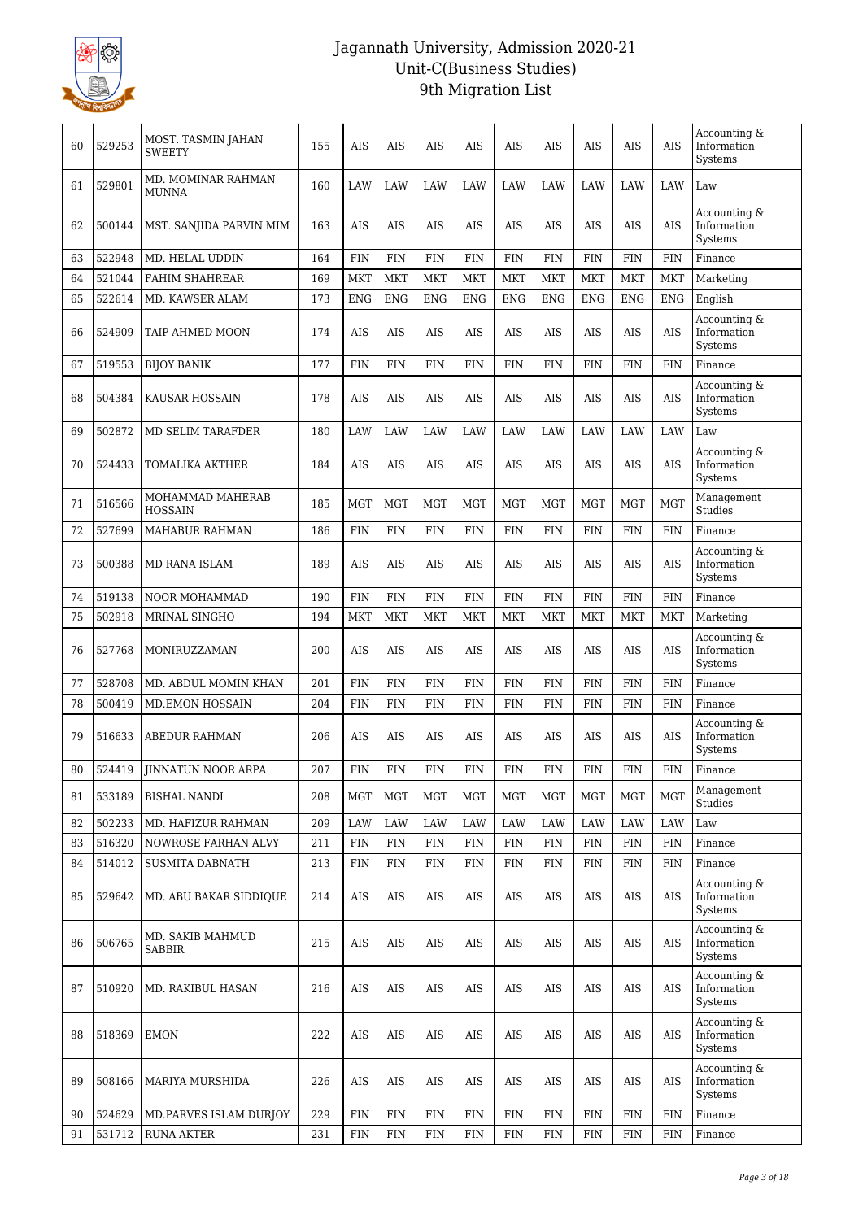# Jagannath University, Admission 2020-21
## Unit-C(Business Studies)
## 9th Migration List

| | | | | | | | | | | | | | |
|---|---|---|---|---|---|---|---|---|---|---|---|---|---|
| 60 | 529253 | MOST. TASMIN JAHAN SWEETY | 155 | AIS | AIS | AIS | AIS | AIS | AIS | AIS | AIS | AIS | Accounting & Information Systems |
| 61 | 529801 | MD. MOMINAR RAHMAN MUNNA | 160 | LAW | LAW | LAW | LAW | LAW | LAW | LAW | LAW | LAW | Law |
| 62 | 500144 | MST. SANJIDA PARVIN MIM | 163 | AIS | AIS | AIS | AIS | AIS | AIS | AIS | AIS | AIS | Accounting & Information Systems |
| 63 | 522948 | MD. HELAL UDDIN | 164 | FIN | FIN | FIN | FIN | FIN | FIN | FIN | FIN | FIN | Finance |
| 64 | 521044 | FAHIM SHAHREAR | 169 | MKT | MKT | MKT | MKT | MKT | MKT | MKT | MKT | MKT | Marketing |
| 65 | 522614 | MD. KAWSER ALAM | 173 | ENG | ENG | ENG | ENG | ENG | ENG | ENG | ENG | ENG | English |
| 66 | 524909 | TAIP AHMED MOON | 174 | AIS | AIS | AIS | AIS | AIS | AIS | AIS | AIS | AIS | Accounting & Information Systems |
| 67 | 519553 | BIJOY BANIK | 177 | FIN | FIN | FIN | FIN | FIN | FIN | FIN | FIN | FIN | Finance |
| 68 | 504384 | KAUSAR HOSSAIN | 178 | AIS | AIS | AIS | AIS | AIS | AIS | AIS | AIS | AIS | Accounting & Information Systems |
| 69 | 502872 | MD SELIM TARAFDER | 180 | LAW | LAW | LAW | LAW | LAW | LAW | LAW | LAW | LAW | Law |
| 70 | 524433 | TOMALIKA AKTHER | 184 | AIS | AIS | AIS | AIS | AIS | AIS | AIS | AIS | AIS | Accounting & Information Systems |
| 71 | 516566 | MOHAMMAD MAHERAB HOSSAIN | 185 | MGT | MGT | MGT | MGT | MGT | MGT | MGT | MGT | MGT | Management Studies |
| 72 | 527699 | MAHABUR RAHMAN | 186 | FIN | FIN | FIN | FIN | FIN | FIN | FIN | FIN | FIN | Finance |
| 73 | 500388 | MD RANA ISLAM | 189 | AIS | AIS | AIS | AIS | AIS | AIS | AIS | AIS | AIS | Accounting & Information Systems |
| 74 | 519138 | NOOR MOHAMMAD | 190 | FIN | FIN | FIN | FIN | FIN | FIN | FIN | FIN | FIN | Finance |
| 75 | 502918 | MRINAL SINGHO | 194 | MKT | MKT | MKT | MKT | MKT | MKT | MKT | MKT | MKT | Marketing |
| 76 | 527768 | MONIRUZZAMAN | 200 | AIS | AIS | AIS | AIS | AIS | AIS | AIS | AIS | AIS | Accounting & Information Systems |
| 77 | 528708 | MD. ABDUL MOMIN KHAN | 201 | FIN | FIN | FIN | FIN | FIN | FIN | FIN | FIN | FIN | Finance |
| 78 | 500419 | MD.EMON HOSSAIN | 204 | FIN | FIN | FIN | FIN | FIN | FIN | FIN | FIN | FIN | Finance |
| 79 | 516633 | ABEDUR RAHMAN | 206 | AIS | AIS | AIS | AIS | AIS | AIS | AIS | AIS | AIS | Accounting & Information Systems |
| 80 | 524419 | JINNATUN NOOR ARPA | 207 | FIN | FIN | FIN | FIN | FIN | FIN | FIN | FIN | FIN | Finance |
| 81 | 533189 | BISHAL NANDI | 208 | MGT | MGT | MGT | MGT | MGT | MGT | MGT | MGT | MGT | Management Studies |
| 82 | 502233 | MD. HAFIZUR RAHMAN | 209 | LAW | LAW | LAW | LAW | LAW | LAW | LAW | LAW | LAW | Law |
| 83 | 516320 | NOWROSE FARHAN ALVY | 211 | FIN | FIN | FIN | FIN | FIN | FIN | FIN | FIN | FIN | Finance |
| 84 | 514012 | SUSMITA DABNATH | 213 | FIN | FIN | FIN | FIN | FIN | FIN | FIN | FIN | FIN | Finance |
| 85 | 529642 | MD. ABU BAKAR SIDDIQUE | 214 | AIS | AIS | AIS | AIS | AIS | AIS | AIS | AIS | AIS | Accounting & Information Systems |
| 86 | 506765 | MD. SAKIB MAHMUD SABBIR | 215 | AIS | AIS | AIS | AIS | AIS | AIS | AIS | AIS | AIS | Accounting & Information Systems |
| 87 | 510920 | MD. RAKIBUL HASAN | 216 | AIS | AIS | AIS | AIS | AIS | AIS | AIS | AIS | AIS | Accounting & Information Systems |
| 88 | 518369 | EMON | 222 | AIS | AIS | AIS | AIS | AIS | AIS | AIS | AIS | AIS | Accounting & Information Systems |
| 89 | 508166 | MARIYA MURSHIDA | 226 | AIS | AIS | AIS | AIS | AIS | AIS | AIS | AIS | AIS | Accounting & Information Systems |
| 90 | 524629 | MD.PARVES ISLAM DURJOY | 229 | FIN | FIN | FIN | FIN | FIN | FIN | FIN | FIN | FIN | Finance |
| 91 | 531712 | RUNA AKTER | 231 | FIN | FIN | FIN | FIN | FIN | FIN | FIN | FIN | FIN | Finance |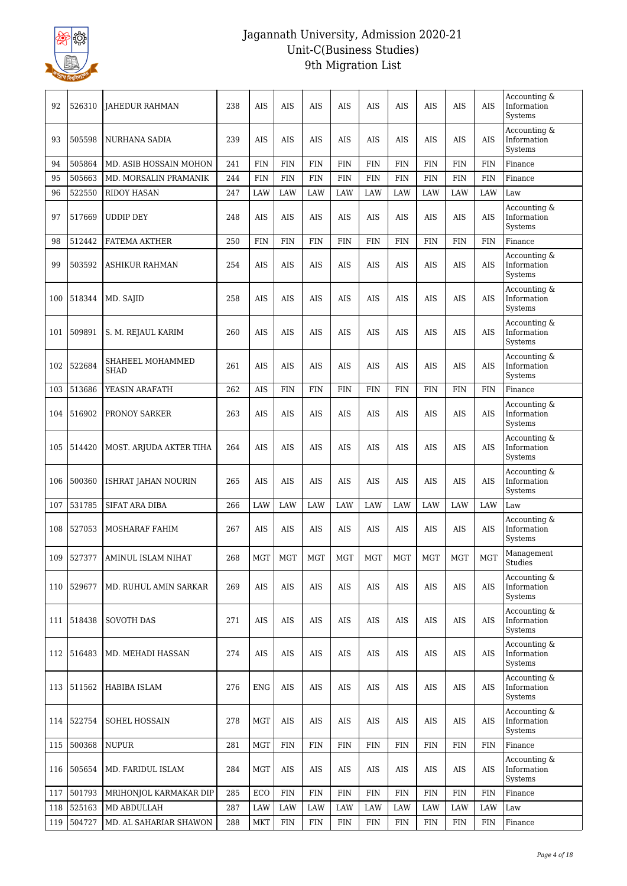# Jagannath University, Admission 2020-21
## Unit-C(Business Studies)
## 9th Migration List

| | | | | | | | | | | | | | |
|---|---|---|---|---|---|---|---|---|---|---|---|---|---|
| 92 | 526310 | JAHEDUR RAHMAN | 238 | AIS | AIS | AIS | AIS | AIS | AIS | AIS | AIS | AIS | Accounting & Information Systems |
| 93 | 505598 | NURHANA SADIA | 239 | AIS | AIS | AIS | AIS | AIS | AIS | AIS | AIS | AIS | Accounting & Information Systems |
| 94 | 505864 | MD. ASIB HOSSAIN MOHON | 241 | FIN | FIN | FIN | FIN | FIN | FIN | FIN | FIN | FIN | Finance |
| 95 | 505663 | MD. MORSALIN PRAMANIK | 244 | FIN | FIN | FIN | FIN | FIN | FIN | FIN | FIN | FIN | Finance |
| 96 | 522550 | RIDOY HASAN | 247 | LAW | LAW | LAW | LAW | LAW | LAW | LAW | LAW | LAW | Law |
| 97 | 517669 | UDDIP DEY | 248 | AIS | AIS | AIS | AIS | AIS | AIS | AIS | AIS | AIS | Accounting & Information Systems |
| 98 | 512442 | FATEMA AKTHER | 250 | FIN | FIN | FIN | FIN | FIN | FIN | FIN | FIN | FIN | Finance |
| 99 | 503592 | ASHIKUR RAHMAN | 254 | AIS | AIS | AIS | AIS | AIS | AIS | AIS | AIS | AIS | Accounting & Information Systems |
| 100 | 518344 | MD. SAJID | 258 | AIS | AIS | AIS | AIS | AIS | AIS | AIS | AIS | AIS | Accounting & Information Systems |
| 101 | 509891 | S. M. REJAUL KARIM | 260 | AIS | AIS | AIS | AIS | AIS | AIS | AIS | AIS | AIS | Accounting & Information Systems |
| 102 | 522684 | SHAHEEL MOHAMMED SHAD | 261 | AIS | AIS | AIS | AIS | AIS | AIS | AIS | AIS | AIS | Accounting & Information Systems |
| 103 | 513686 | YEASIN ARAFATH | 262 | AIS | FIN | FIN | FIN | FIN | FIN | FIN | FIN | FIN | Finance |
| 104 | 516902 | PRONOY SARKER | 263 | AIS | AIS | AIS | AIS | AIS | AIS | AIS | AIS | AIS | Accounting & Information Systems |
| 105 | 514420 | MOST. ARJUDA AKTER TIHA | 264 | AIS | AIS | AIS | AIS | AIS | AIS | AIS | AIS | AIS | Accounting & Information Systems |
| 106 | 500360 | ISHRAT JAHAN NOURIN | 265 | AIS | AIS | AIS | AIS | AIS | AIS | AIS | AIS | AIS | Accounting & Information Systems |
| 107 | 531785 | SIFAT ARA DIBA | 266 | LAW | LAW | LAW | LAW | LAW | LAW | LAW | LAW | LAW | Law |
| 108 | 527053 | MOSHARAF FAHIM | 267 | AIS | AIS | AIS | AIS | AIS | AIS | AIS | AIS | AIS | Accounting & Information Systems |
| 109 | 527377 | AMINUL ISLAM NIHAT | 268 | MGT | MGT | MGT | MGT | MGT | MGT | MGT | MGT | MGT | Management Studies |
| 110 | 529677 | MD. RUHUL AMIN SARKAR | 269 | AIS | AIS | AIS | AIS | AIS | AIS | AIS | AIS | AIS | Accounting & Information Systems |
| 111 | 518438 | SOVOTH DAS | 271 | AIS | AIS | AIS | AIS | AIS | AIS | AIS | AIS | AIS | Accounting & Information Systems |
| 112 | 516483 | MD. MEHADI HASSAN | 274 | AIS | AIS | AIS | AIS | AIS | AIS | AIS | AIS | AIS | Accounting & Information Systems |
| 113 | 511562 | HABIBA ISLAM | 276 | ENG | AIS | AIS | AIS | AIS | AIS | AIS | AIS | AIS | Accounting & Information Systems |
| 114 | 522754 | SOHEL HOSSAIN | 278 | MGT | AIS | AIS | AIS | AIS | AIS | AIS | AIS | AIS | Accounting & Information Systems |
| 115 | 500368 | NUPUR | 281 | MGT | FIN | FIN | FIN | FIN | FIN | FIN | FIN | FIN | Finance |
| 116 | 505654 | MD. FARIDUL ISLAM | 284 | MGT | AIS | AIS | AIS | AIS | AIS | AIS | AIS | AIS | Accounting & Information Systems |
| 117 | 501793 | MRIHONJOL KARMAKAR DIP | 285 | ECO | FIN | FIN | FIN | FIN | FIN | FIN | FIN | FIN | Finance |
| 118 | 525163 | MD ABDULLAH | 287 | LAW | LAW | LAW | LAW | LAW | LAW | LAW | LAW | LAW | Law |
| 119 | 504727 | MD. AL SAHARIAR SHAWON | 288 | MKT | FIN | FIN | FIN | FIN | FIN | FIN | FIN | FIN | Finance |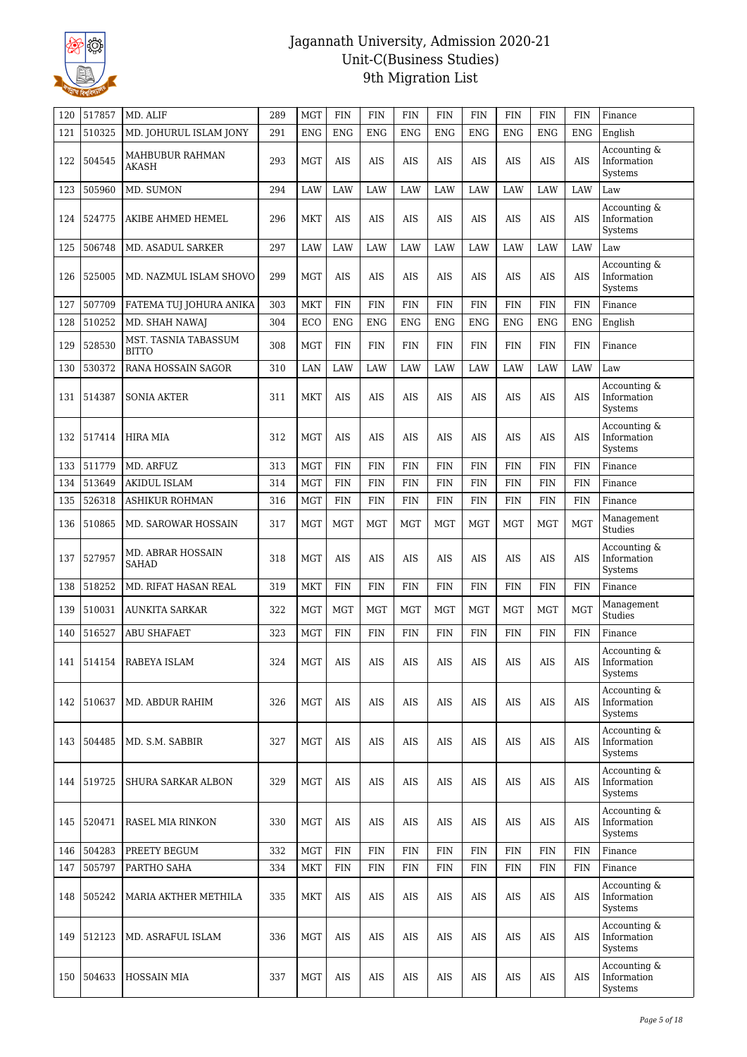| | | | | | | | | | | | | | |
|---|---|---|---|---|---|---|---|---|---|---|---|---|---|
| 120 | 517857 | MD. ALIF | 289 | MGT | FIN | FIN | FIN | FIN | FIN | FIN | FIN | FIN | Finance |
| 121 | 510325 | MD. JOHURUL ISLAM JONY | 291 | ENG | ENG | ENG | ENG | ENG | ENG | ENG | ENG | ENG | English |
| 122 | 504545 | MAHBUBUR RAHMAN AKASH | 293 | MGT | AIS | AIS | AIS | AIS | AIS | AIS | AIS | AIS | Accounting & Information Systems |
| 123 | 505960 | MD. SUMON | 294 | LAW | LAW | LAW | LAW | LAW | LAW | LAW | LAW | LAW | Law |
| 124 | 524775 | AKIBE AHMED HEMEL | 296 | MKT | AIS | AIS | AIS | AIS | AIS | AIS | AIS | AIS | Accounting & Information Systems |
| 125 | 506748 | MD. ASADUL SARKER | 297 | LAW | LAW | LAW | LAW | LAW | LAW | LAW | LAW | LAW | Law |
| 126 | 525005 | MD. NAZMUL ISLAM SHOVO | 299 | MGT | AIS | AIS | AIS | AIS | AIS | AIS | AIS | AIS | Accounting & Information Systems |
| 127 | 507709 | FATEMA TUJ JOHURA ANIKA | 303 | MKT | FIN | FIN | FIN | FIN | FIN | FIN | FIN | FIN | Finance |
| 128 | 510252 | MD. SHAH NAWAJ | 304 | ECO | ENG | ENG | ENG | ENG | ENG | ENG | ENG | ENG | English |
| 129 | 528530 | MST. TASNIA TABASSUM BITTO | 308 | MGT | FIN | FIN | FIN | FIN | FIN | FIN | FIN | FIN | Finance |
| 130 | 530372 | RANA HOSSAIN SAGOR | 310 | LAN | LAW | LAW | LAW | LAW | LAW | LAW | LAW | LAW | Law |
| 131 | 514387 | SONIA AKTER | 311 | MKT | AIS | AIS | AIS | AIS | AIS | AIS | AIS | AIS | Accounting & Information Systems |
| 132 | 517414 | HIRA MIA | 312 | MGT | AIS | AIS | AIS | AIS | AIS | AIS | AIS | AIS | Accounting & Information Systems |
| 133 | 511779 | MD. ARFUZ | 313 | MGT | FIN | FIN | FIN | FIN | FIN | FIN | FIN | FIN | Finance |
| 134 | 513649 | AKIDUL ISLAM | 314 | MGT | FIN | FIN | FIN | FIN | FIN | FIN | FIN | FIN | Finance |
| 135 | 526318 | ASHIKUR ROHMAN | 316 | MGT | FIN | FIN | FIN | FIN | FIN | FIN | FIN | FIN | Finance |
| 136 | 510865 | MD. SAROWAR HOSSAIN | 317 | MGT | MGT | MGT | MGT | MGT | MGT | MGT | MGT | MGT | Management Studies |
| 137 | 527957 | MD. ABRAR HOSSAIN SAHAD | 318 | MGT | AIS | AIS | AIS | AIS | AIS | AIS | AIS | AIS | Accounting & Information Systems |
| 138 | 518252 | MD. RIFAT HASAN REAL | 319 | MKT | FIN | FIN | FIN | FIN | FIN | FIN | FIN | FIN | Finance |
| 139 | 510031 | AUNKITA SARKAR | 322 | MGT | MGT | MGT | MGT | MGT | MGT | MGT | MGT | MGT | Management Studies |
| 140 | 516527 | ABU SHAFAET | 323 | MGT | FIN | FIN | FIN | FIN | FIN | FIN | FIN | FIN | Finance |
| 141 | 514154 | RABEYA ISLAM | 324 | MGT | AIS | AIS | AIS | AIS | AIS | AIS | AIS | AIS | Accounting & Information Systems |
| 142 | 510637 | MD. ABDUR RAHIM | 326 | MGT | AIS | AIS | AIS | AIS | AIS | AIS | AIS | AIS | Accounting & Information Systems |
| 143 | 504485 | MD. S.M. SABBIR | 327 | MGT | AIS | AIS | AIS | AIS | AIS | AIS | AIS | AIS | Accounting & Information Systems |
| 144 | 519725 | SHURA SARKAR ALBON | 329 | MGT | AIS | AIS | AIS | AIS | AIS | AIS | AIS | AIS | Accounting & Information Systems |
| 145 | 520471 | RASEL MIA RINKON | 330 | MGT | AIS | AIS | AIS | AIS | AIS | AIS | AIS | AIS | Accounting & Information Systems |
| 146 | 504283 | PREETY BEGUM | 332 | MGT | FIN | FIN | FIN | FIN | FIN | FIN | FIN | FIN | Finance |
| 147 | 505797 | PARTHO SAHA | 334 | MKT | FIN | FIN | FIN | FIN | FIN | FIN | FIN | FIN | Finance |
| 148 | 505242 | MARIA AKTHER METHILA | 335 | MKT | AIS | AIS | AIS | AIS | AIS | AIS | AIS | AIS | Accounting & Information Systems |
| 149 | 512123 | MD. ASRAFUL ISLAM | 336 | MGT | AIS | AIS | AIS | AIS | AIS | AIS | AIS | AIS | Accounting & Information Systems |
| 150 | 504633 | HOSSAIN MIA | 337 | MGT | AIS | AIS | AIS | AIS | AIS | AIS | AIS | AIS | Accounting & Information Systems |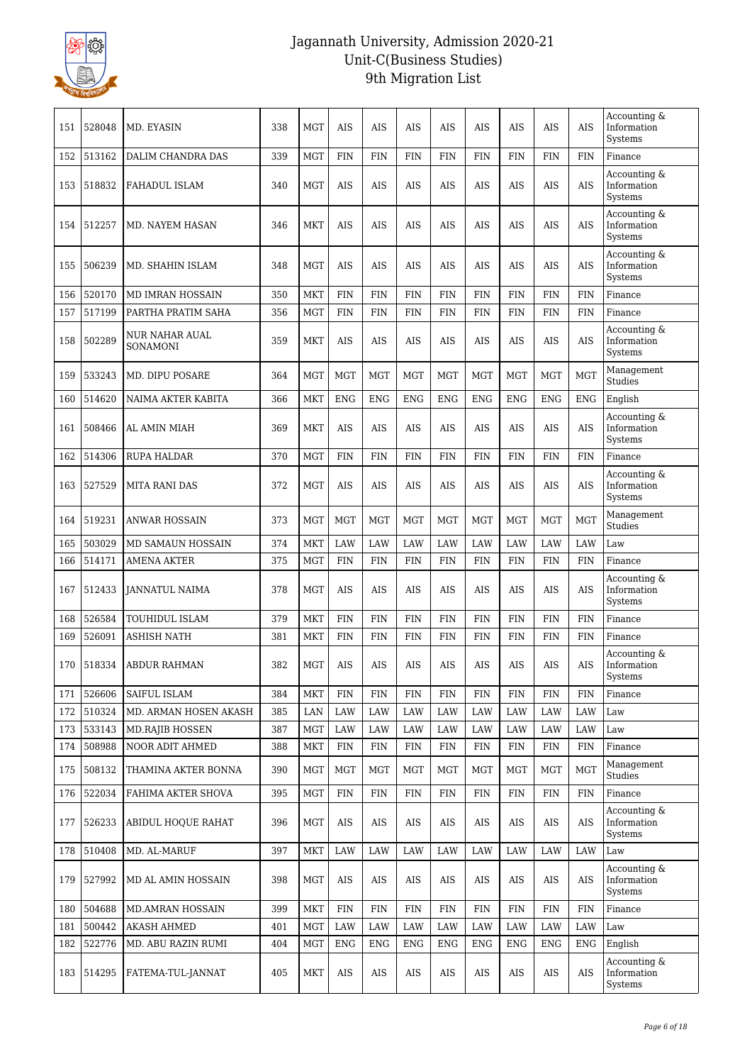# Jagannath University, Admission 2020-21
## Unit-C(Business Studies)
## 9th Migration List

| 151 | 528048 | MD. EYASIN | 338 | MGT | AIS | AIS | AIS | AIS | AIS | AIS | AIS | AIS | Accounting & Information Systems |
|---|---|---|---|---|---|---|---|---|---|---|---|---|---|
| 152 | 513162 | DALIM CHANDRA DAS | 339 | MGT | FIN | FIN | FIN | FIN | FIN | FIN | FIN | FIN | Finance |
| 153 | 518832 | FAHADUL ISLAM | 340 | MGT | AIS | AIS | AIS | AIS | AIS | AIS | AIS | AIS | Accounting & Information Systems |
| 154 | 512257 | MD. NAYEM HASAN | 346 | MKT | AIS | AIS | AIS | AIS | AIS | AIS | AIS | AIS | Accounting & Information Systems |
| 155 | 506239 | MD. SHAHIN ISLAM | 348 | MGT | AIS | AIS | AIS | AIS | AIS | AIS | AIS | AIS | Accounting & Information Systems |
| 156 | 520170 | MD IMRAN HOSSAIN | 350 | MKT | FIN | FIN | FIN | FIN | FIN | FIN | FIN | FIN | Finance |
| 157 | 517199 | PARTHA PRATIM SAHA | 356 | MGT | FIN | FIN | FIN | FIN | FIN | FIN | FIN | FIN | Finance |
| 158 | 502289 | NUR NAHAR AUAL SONAMONI | 359 | MKT | AIS | AIS | AIS | AIS | AIS | AIS | AIS | AIS | Accounting & Information Systems |
| 159 | 533243 | MD. DIPU POSARE | 364 | MGT | MGT | MGT | MGT | MGT | MGT | MGT | MGT | MGT | Management Studies |
| 160 | 514620 | NAIMA AKTER KABITA | 366 | MKT | ENG | ENG | ENG | ENG | ENG | ENG | ENG | ENG | English |
| 161 | 508466 | AL AMIN MIAH | 369 | MKT | AIS | AIS | AIS | AIS | AIS | AIS | AIS | AIS | Accounting & Information Systems |
| 162 | 514306 | RUPA HALDAR | 370 | MGT | FIN | FIN | FIN | FIN | FIN | FIN | FIN | FIN | Finance |
| 163 | 527529 | MITA RANI DAS | 372 | MGT | AIS | AIS | AIS | AIS | AIS | AIS | AIS | AIS | Accounting & Information Systems |
| 164 | 519231 | ANWAR HOSSAIN | 373 | MGT | MGT | MGT | MGT | MGT | MGT | MGT | MGT | MGT | Management Studies |
| 165 | 503029 | MD SAMAUN HOSSAIN | 374 | MKT | LAW | LAW | LAW | LAW | LAW | LAW | LAW | LAW | Law |
| 166 | 514171 | AMENA AKTER | 375 | MGT | FIN | FIN | FIN | FIN | FIN | FIN | FIN | FIN | Finance |
| 167 | 512433 | JANNATUL NAIMA | 378 | MGT | AIS | AIS | AIS | AIS | AIS | AIS | AIS | AIS | Accounting & Information Systems |
| 168 | 526584 | TOUHIDUL ISLAM | 379 | MKT | FIN | FIN | FIN | FIN | FIN | FIN | FIN | FIN | Finance |
| 169 | 526091 | ASHISH NATH | 381 | MKT | FIN | FIN | FIN | FIN | FIN | FIN | FIN | FIN | Finance |
| 170 | 518334 | ABDUR RAHMAN | 382 | MGT | AIS | AIS | AIS | AIS | AIS | AIS | AIS | AIS | Accounting & Information Systems |
| 171 | 526606 | SAIFUL ISLAM | 384 | MKT | FIN | FIN | FIN | FIN | FIN | FIN | FIN | FIN | Finance |
| 172 | 510324 | MD. ARMAN HOSEN AKASH | 385 | LAN | LAW | LAW | LAW | LAW | LAW | LAW | LAW | LAW | Law |
| 173 | 533143 | MD.RAJIB HOSSEN | 387 | MGT | LAW | LAW | LAW | LAW | LAW | LAW | LAW | LAW | Law |
| 174 | 508988 | NOOR ADIT AHMED | 388 | MKT | FIN | FIN | FIN | FIN | FIN | FIN | FIN | FIN | Finance |
| 175 | 508132 | THAMINA AKTER BONNA | 390 | MGT | MGT | MGT | MGT | MGT | MGT | MGT | MGT | MGT | Management Studies |
| 176 | 522034 | FAHIMA AKTER SHOVA | 395 | MGT | FIN | FIN | FIN | FIN | FIN | FIN | FIN | FIN | Finance |
| 177 | 526233 | ABIDUL HOQUE RAHAT | 396 | MGT | AIS | AIS | AIS | AIS | AIS | AIS | AIS | AIS | Accounting & Information Systems |
| 178 | 510408 | MD. AL-MARUF | 397 | MKT | LAW | LAW | LAW | LAW | LAW | LAW | LAW | LAW | Law |
| 179 | 527992 | MD AL AMIN HOSSAIN | 398 | MGT | AIS | AIS | AIS | AIS | AIS | AIS | AIS | AIS | Accounting & Information Systems |
| 180 | 504688 | MD.AMRAN HOSSAIN | 399 | MKT | FIN | FIN | FIN | FIN | FIN | FIN | FIN | FIN | Finance |
| 181 | 500442 | AKASH AHMED | 401 | MGT | LAW | LAW | LAW | LAW | LAW | LAW | LAW | LAW | Law |
| 182 | 522776 | MD. ABU RAZIN RUMI | 404 | MGT | ENG | ENG | ENG | ENG | ENG | ENG | ENG | ENG | English |
| 183 | 514295 | FATEMA-TUL-JANNAT | 405 | MKT | AIS | AIS | AIS | AIS | AIS | AIS | AIS | AIS | Accounting & Information Systems |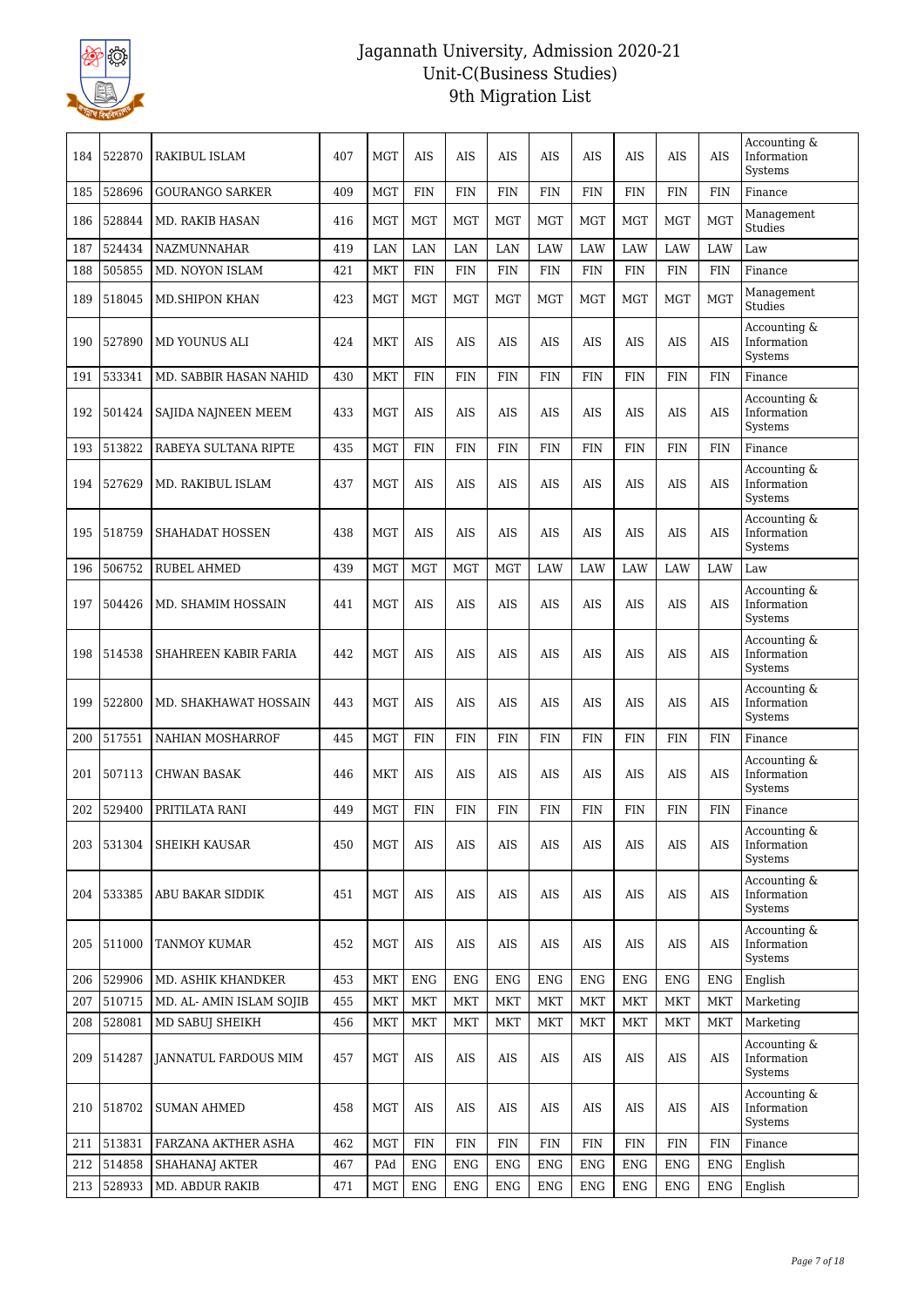# Jagannath University, Admission 2020-21
## Unit-C(Business Studies)
## 9th Migration List

| 184 | 522870 | RAKIBUL ISLAM | 407 | MGT | AIS | AIS | AIS | AIS | AIS | AIS | AIS | AIS | Accounting & Information Systems |
|---|---|---|---|---|---|---|---|---|---|---|---|---|---|
| 185 | 528696 | GOURANGO SARKER | 409 | MGT | FIN | FIN | FIN | FIN | FIN | FIN | FIN | FIN | Finance |
| 186 | 528844 | MD. RAKIB HASAN | 416 | MGT | MGT | MGT | MGT | MGT | MGT | MGT | MGT | MGT | Management Studies |
| 187 | 524434 | NAZMUNNAHAR | 419 | LAN | LAN | LAN | LAN | LAW | LAW | LAW | LAW | LAW | Law |
| 188 | 505855 | MD. NOYON ISLAM | 421 | MKT | FIN | FIN | FIN | FIN | FIN | FIN | FIN | FIN | Finance |
| 189 | 518045 | MD.SHIPON KHAN | 423 | MGT | MGT | MGT | MGT | MGT | MGT | MGT | MGT | MGT | Management Studies |
| 190 | 527890 | MD YOUNUS ALI | 424 | MKT | AIS | AIS | AIS | AIS | AIS | AIS | AIS | AIS | Accounting & Information Systems |
| 191 | 533341 | MD. SABBIR HASAN NAHID | 430 | MKT | FIN | FIN | FIN | FIN | FIN | FIN | FIN | FIN | Finance |
| 192 | 501424 | SAJIDA NAJNEEN MEEM | 433 | MGT | AIS | AIS | AIS | AIS | AIS | AIS | AIS | AIS | Accounting & Information Systems |
| 193 | 513822 | RABEYA SULTANA RIPTE | 435 | MGT | FIN | FIN | FIN | FIN | FIN | FIN | FIN | FIN | Finance |
| 194 | 527629 | MD. RAKIBUL ISLAM | 437 | MGT | AIS | AIS | AIS | AIS | AIS | AIS | AIS | AIS | Accounting & Information Systems |
| 195 | 518759 | SHAHADAT HOSSEN | 438 | MGT | AIS | AIS | AIS | AIS | AIS | AIS | AIS | AIS | Accounting & Information Systems |
| 196 | 506752 | RUBEL AHMED | 439 | MGT | MGT | MGT | MGT | LAW | LAW | LAW | LAW | LAW | Law |
| 197 | 504426 | MD. SHAMIM HOSSAIN | 441 | MGT | AIS | AIS | AIS | AIS | AIS | AIS | AIS | AIS | Accounting & Information Systems |
| 198 | 514538 | SHAHREEN KABIR FARIA | 442 | MGT | AIS | AIS | AIS | AIS | AIS | AIS | AIS | AIS | Accounting & Information Systems |
| 199 | 522800 | MD. SHAKHAWAT HOSSAIN | 443 | MGT | AIS | AIS | AIS | AIS | AIS | AIS | AIS | AIS | Accounting & Information Systems |
| 200 | 517551 | NAHIAN MOSHARROF | 445 | MGT | FIN | FIN | FIN | FIN | FIN | FIN | FIN | FIN | Finance |
| 201 | 507113 | CHWAN BASAK | 446 | MKT | AIS | AIS | AIS | AIS | AIS | AIS | AIS | AIS | Accounting & Information Systems |
| 202 | 529400 | PRITILATA RANI | 449 | MGT | FIN | FIN | FIN | FIN | FIN | FIN | FIN | FIN | Finance |
| 203 | 531304 | SHEIKH KAUSAR | 450 | MGT | AIS | AIS | AIS | AIS | AIS | AIS | AIS | AIS | Accounting & Information Systems |
| 204 | 533385 | ABU BAKAR SIDDIK | 451 | MGT | AIS | AIS | AIS | AIS | AIS | AIS | AIS | AIS | Accounting & Information Systems |
| 205 | 511000 | TANMOY KUMAR | 452 | MGT | AIS | AIS | AIS | AIS | AIS | AIS | AIS | AIS | Accounting & Information Systems |
| 206 | 529906 | MD. ASHIK KHANDKER | 453 | MKT | ENG | ENG | ENG | ENG | ENG | ENG | ENG | ENG | English |
| 207 | 510715 | MD. AL- AMIN ISLAM SOJIB | 455 | MKT | MKT | MKT | MKT | MKT | MKT | MKT | MKT | MKT | Marketing |
| 208 | 528081 | MD SABUJ SHEIKH | 456 | MKT | MKT | MKT | MKT | MKT | MKT | MKT | MKT | MKT | Marketing |
| 209 | 514287 | JANNATUL FARDOUS MIM | 457 | MGT | AIS | AIS | AIS | AIS | AIS | AIS | AIS | AIS | Accounting & Information Systems |
| 210 | 518702 | SUMAN AHMED | 458 | MGT | AIS | AIS | AIS | AIS | AIS | AIS | AIS | AIS | Accounting & Information Systems |
| 211 | 513831 | FARZANA AKTHER ASHA | 462 | MGT | FIN | FIN | FIN | FIN | FIN | FIN | FIN | FIN | Finance |
| 212 | 514858 | SHAHANAJ AKTER | 467 | PAd | ENG | ENG | ENG | ENG | ENG | ENG | ENG | ENG | English |
| 213 | 528933 | MD. ABDUR RAKIB | 471 | MGT | ENG | ENG | ENG | ENG | ENG | ENG | ENG | ENG | English |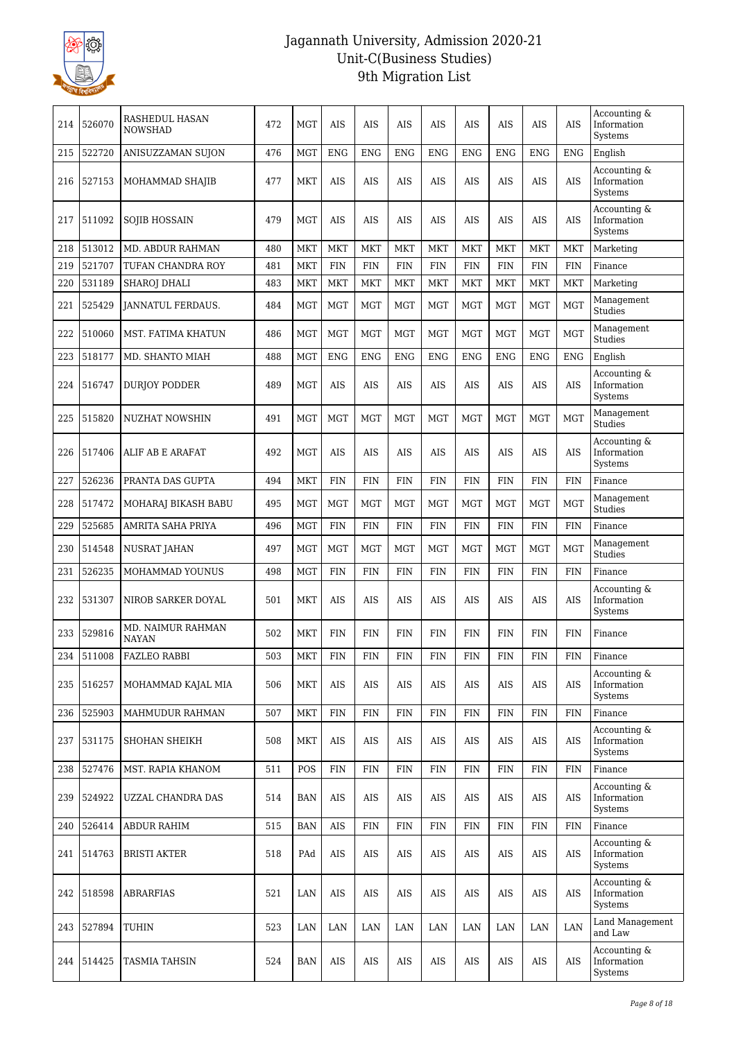# Jagannath University, Admission 2020-21
## Unit-C(Business Studies)
## 9th Migration List

| 214 | 526070 | RASHEDUL HASAN NOWSHAD | 472 | MGT | AIS | AIS | AIS | AIS | AIS | AIS | AIS | AIS | Accounting & Information Systems |
|---|---|---|---|---|---|---|---|---|---|---|---|---|---|
| 215 | 522720 | ANISUZZAMAN SUJON | 476 | MGT | ENG | ENG | ENG | ENG | ENG | ENG | ENG | ENG | English |
| 216 | 527153 | MOHAMMAD SHAJIB | 477 | MKT | AIS | AIS | AIS | AIS | AIS | AIS | AIS | AIS | Accounting & Information Systems |
| 217 | 511092 | SOJIB HOSSAIN | 479 | MGT | AIS | AIS | AIS | AIS | AIS | AIS | AIS | AIS | Accounting & Information Systems |
| 218 | 513012 | MD. ABDUR RAHMAN | 480 | MKT | MKT | MKT | MKT | MKT | MKT | MKT | MKT | MKT | Marketing |
| 219 | 521707 | TUFAN CHANDRA ROY | 481 | MKT | FIN | FIN | FIN | FIN | FIN | FIN | FIN | FIN | Finance |
| 220 | 531189 | SHAROJ DHALI | 483 | MKT | MKT | MKT | MKT | MKT | MKT | MKT | MKT | MKT | Marketing |
| 221 | 525429 | JANNATUL FERDAUS. | 484 | MGT | MGT | MGT | MGT | MGT | MGT | MGT | MGT | MGT | Management Studies |
| 222 | 510060 | MST. FATIMA KHATUN | 486 | MGT | MGT | MGT | MGT | MGT | MGT | MGT | MGT | MGT | Management Studies |
| 223 | 518177 | MD. SHANTO MIAH | 488 | MGT | ENG | ENG | ENG | ENG | ENG | ENG | ENG | ENG | English |
| 224 | 516747 | DURJOY PODDER | 489 | MGT | AIS | AIS | AIS | AIS | AIS | AIS | AIS | AIS | Accounting & Information Systems |
| 225 | 515820 | NUZHAT NOWSHIN | 491 | MGT | MGT | MGT | MGT | MGT | MGT | MGT | MGT | MGT | Management Studies |
| 226 | 517406 | ALIF AB E ARAFAT | 492 | MGT | AIS | AIS | AIS | AIS | AIS | AIS | AIS | AIS | Accounting & Information Systems |
| 227 | 526236 | PRANTA DAS GUPTA | 494 | MKT | FIN | FIN | FIN | FIN | FIN | FIN | FIN | FIN | Finance |
| 228 | 517472 | MOHARAJ BIKASH BABU | 495 | MGT | MGT | MGT | MGT | MGT | MGT | MGT | MGT | MGT | Management Studies |
| 229 | 525685 | AMRITA SAHA PRIYA | 496 | MGT | FIN | FIN | FIN | FIN | FIN | FIN | FIN | FIN | Finance |
| 230 | 514548 | NUSRAT JAHAN | 497 | MGT | MGT | MGT | MGT | MGT | MGT | MGT | MGT | MGT | Management Studies |
| 231 | 526235 | MOHAMMAD YOUNUS | 498 | MGT | FIN | FIN | FIN | FIN | FIN | FIN | FIN | FIN | Finance |
| 232 | 531307 | NIROB SARKER DOYAL | 501 | MKT | AIS | AIS | AIS | AIS | AIS | AIS | AIS | AIS | Accounting & Information Systems |
| 233 | 529816 | MD. NAIMUR RAHMAN NAYAN | 502 | MKT | FIN | FIN | FIN | FIN | FIN | FIN | FIN | FIN | Finance |
| 234 | 511008 | FAZLEO RABBI | 503 | MKT | FIN | FIN | FIN | FIN | FIN | FIN | FIN | FIN | Finance |
| 235 | 516257 | MOHAMMAD KAJAL MIA | 506 | MKT | AIS | AIS | AIS | AIS | AIS | AIS | AIS | AIS | Accounting & Information Systems |
| 236 | 525903 | MAHMUDUR RAHMAN | 507 | MKT | FIN | FIN | FIN | FIN | FIN | FIN | FIN | FIN | Finance |
| 237 | 531175 | SHOHAN SHEIKH | 508 | MKT | AIS | AIS | AIS | AIS | AIS | AIS | AIS | AIS | Accounting & Information Systems |
| 238 | 527476 | MST. RAPIA KHANOM | 511 | POS | FIN | FIN | FIN | FIN | FIN | FIN | FIN | FIN | Finance |
| 239 | 524922 | UZZAL CHANDRA DAS | 514 | BAN | AIS | AIS | AIS | AIS | AIS | AIS | AIS | AIS | Accounting & Information Systems |
| 240 | 526414 | ABDUR RAHIM | 515 | BAN | AIS | FIN | FIN | FIN | FIN | FIN | FIN | FIN | Finance |
| 241 | 514763 | BRISTI AKTER | 518 | PAd | AIS | AIS | AIS | AIS | AIS | AIS | AIS | AIS | Accounting & Information Systems |
| 242 | 518598 | ABRARFIAS | 521 | LAN | AIS | AIS | AIS | AIS | AIS | AIS | AIS | AIS | Accounting & Information Systems |
| 243 | 527894 | TUHIN | 523 | LAN | LAN | LAN | LAN | LAN | LAN | LAN | LAN | LAN | Land Management and Law |
| 244 | 514425 | TASMIA TAHSIN | 524 | BAN | AIS | AIS | AIS | AIS | AIS | AIS | AIS | AIS | Accounting & Information Systems |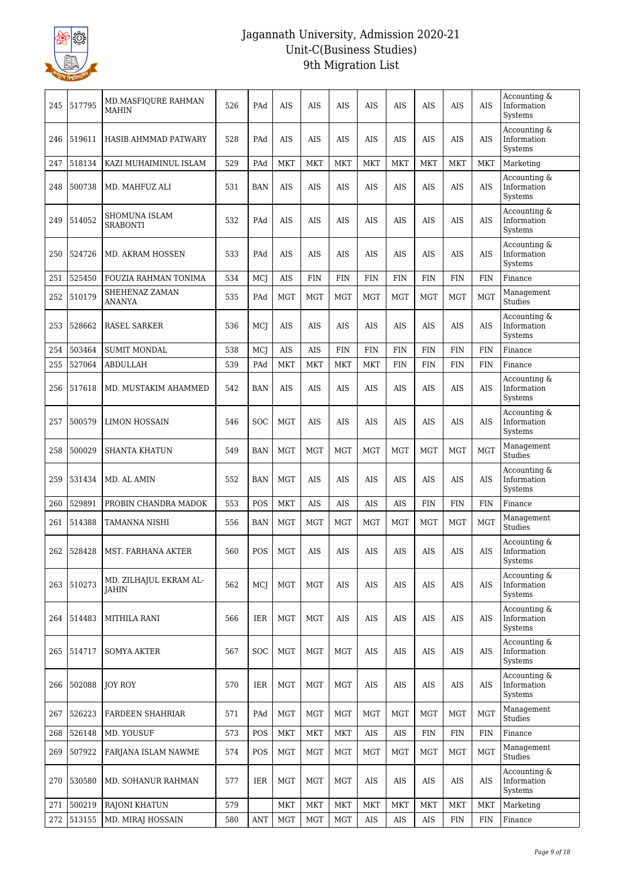# Jagannath University, Admission 2020-21
## Unit-C(Business Studies)
## 9th Migration List

| | | | | | | | | | | | | | |
|---|---|---|---|---|---|---|---|---|---|---|---|---|---|
| 245 | 517795 | MD.MASFIQURE RAHMAN MAHIN | 526 | PAd | AIS | AIS | AIS | AIS | AIS | AIS | AIS | AIS | Accounting & Information Systems |
| 246 | 519611 | HASIB AHMMAD PATWARY | 528 | PAd | AIS | AIS | AIS | AIS | AIS | AIS | AIS | AIS | Accounting & Information Systems |
| 247 | 518134 | KAZI MUHAIMINUL ISLAM | 529 | PAd | MKT | MKT | MKT | MKT | MKT | MKT | MKT | MKT | Marketing |
| 248 | 500738 | MD. MAHFUZ ALI | 531 | BAN | AIS | AIS | AIS | AIS | AIS | AIS | AIS | AIS | Accounting & Information Systems |
| 249 | 514052 | SHOMUNA ISLAM SRABONTI | 532 | PAd | AIS | AIS | AIS | AIS | AIS | AIS | AIS | AIS | Accounting & Information Systems |
| 250 | 524726 | MD. AKRAM HOSSEN | 533 | PAd | AIS | AIS | AIS | AIS | AIS | AIS | AIS | AIS | Accounting & Information Systems |
| 251 | 525450 | FOUZIA RAHMAN TONIMA | 534 | MCJ | AIS | FIN | FIN | FIN | FIN | FIN | FIN | FIN | Finance |
| 252 | 510179 | SHEHENAZ ZAMAN ANANYA | 535 | PAd | MGT | MGT | MGT | MGT | MGT | MGT | MGT | MGT | Management Studies |
| 253 | 528662 | RASEL SARKER | 536 | MCJ | AIS | AIS | AIS | AIS | AIS | AIS | AIS | AIS | Accounting & Information Systems |
| 254 | 503464 | SUMIT MONDAL | 538 | MCJ | AIS | AIS | FIN | FIN | FIN | FIN | FIN | FIN | Finance |
| 255 | 527064 | ABDULLAH | 539 | PAd | MKT | MKT | MKT | MKT | FIN | FIN | FIN | FIN | Finance |
| 256 | 517618 | MD. MUSTAKIM AHAMMED | 542 | BAN | AIS | AIS | AIS | AIS | AIS | AIS | AIS | AIS | Accounting & Information Systems |
| 257 | 500579 | LIMON HOSSAIN | 546 | SOC | MGT | AIS | AIS | AIS | AIS | AIS | AIS | AIS | Accounting & Information Systems |
| 258 | 500029 | SHANTA KHATUN | 549 | BAN | MGT | MGT | MGT | MGT | MGT | MGT | MGT | MGT | Management Studies |
| 259 | 531434 | MD. AL AMIN | 552 | BAN | MGT | AIS | AIS | AIS | AIS | AIS | AIS | AIS | Accounting & Information Systems |
| 260 | 529891 | PROBIN CHANDRA MADOK | 553 | POS | MKT | AIS | AIS | AIS | AIS | FIN | FIN | FIN | Finance |
| 261 | 514388 | TAMANNA NISHI | 556 | BAN | MGT | MGT | MGT | MGT | MGT | MGT | MGT | MGT | Management Studies |
| 262 | 528428 | MST. FARHANA AKTER | 560 | POS | MGT | AIS | AIS | AIS | AIS | AIS | AIS | AIS | Accounting & Information Systems |
| 263 | 510273 | MD. ZILHAJUL EKRAM AL-JAHIN | 562 | MCJ | MGT | MGT | AIS | AIS | AIS | AIS | AIS | AIS | Accounting & Information Systems |
| 264 | 514483 | MITHILA RANI | 566 | IER | MGT | MGT | AIS | AIS | AIS | AIS | AIS | AIS | Accounting & Information Systems |
| 265 | 514717 | SOMYA AKTER | 567 | SOC | MGT | MGT | MGT | AIS | AIS | AIS | AIS | AIS | Accounting & Information Systems |
| 266 | 502088 | JOY ROY | 570 | IER | MGT | MGT | MGT | AIS | AIS | AIS | AIS | AIS | Accounting & Information Systems |
| 267 | 526223 | FARDEEN SHAHRIAR | 571 | PAd | MGT | MGT | MGT | MGT | MGT | MGT | MGT | MGT | Management Studies |
| 268 | 526148 | MD. YOUSUF | 573 | POS | MKT | MKT | MKT | AIS | AIS | FIN | FIN | FIN | Finance |
| 269 | 507922 | FARJANA ISLAM NAWME | 574 | POS | MGT | MGT | MGT | MGT | MGT | MGT | MGT | MGT | Management Studies |
| 270 | 530580 | MD. SOHANUR RAHMAN | 577 | IER | MGT | MGT | MGT | AIS | AIS | AIS | AIS | AIS | Accounting & Information Systems |
| 271 | 500219 | RAJONI KHATUN | 579 | | MKT | MKT | MKT | MKT | MKT | MKT | MKT | MKT | Marketing |
| 272 | 513155 | MD. MIRAJ HOSSAIN | 580 | ANT | MGT | MGT | MGT | AIS | AIS | AIS | FIN | FIN | Finance |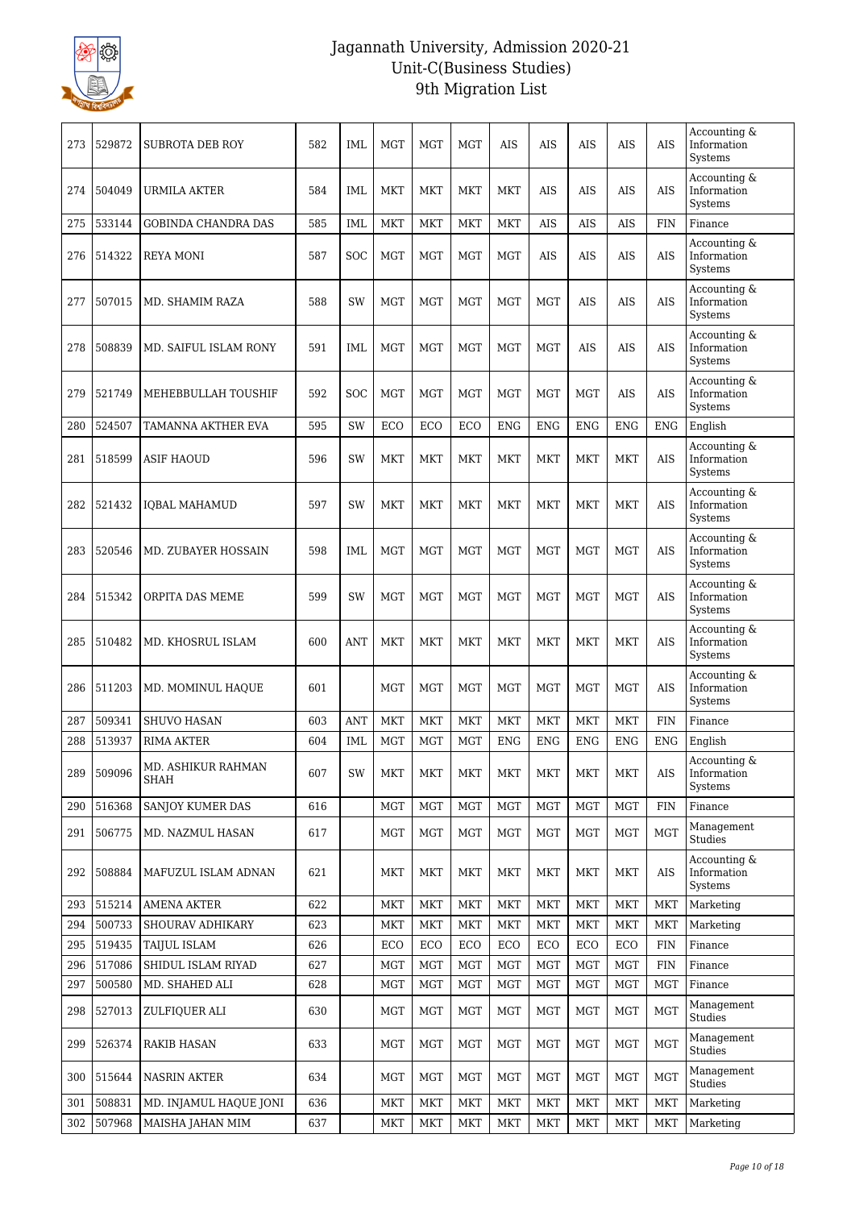# Jagannath University, Admission 2020-21
## Unit-C(Business Studies)
## 9th Migration List

| | | | | | | | | | | | | | |
|---|---|---|---|---|---|---|---|---|---|---|---|---|---|
| 273 | 529872 | SUBROTA DEB ROY | 582 | IML | MGT | MGT | MGT | AIS | AIS | AIS | AIS | AIS | Accounting & Information Systems |
| 274 | 504049 | URMILA AKTER | 584 | IML | MKT | MKT | MKT | MKT | AIS | AIS | AIS | AIS | Accounting & Information Systems |
| 275 | 533144 | GOBINDA CHANDRA DAS | 585 | IML | MKT | MKT | MKT | MKT | AIS | AIS | AIS | FIN | Finance |
| 276 | 514322 | REYA MONI | 587 | SOC | MGT | MGT | MGT | MGT | AIS | AIS | AIS | AIS | Accounting & Information Systems |
| 277 | 507015 | MD. SHAMIM RAZA | 588 | SW | MGT | MGT | MGT | MGT | MGT | AIS | AIS | AIS | Accounting & Information Systems |
| 278 | 508839 | MD. SAIFUL ISLAM RONY | 591 | IML | MGT | MGT | MGT | MGT | MGT | AIS | AIS | AIS | Accounting & Information Systems |
| 279 | 521749 | MEHEBBULLAH TOUSHIF | 592 | SOC | MGT | MGT | MGT | MGT | MGT | MGT | AIS | AIS | Accounting & Information Systems |
| 280 | 524507 | TAMANNA AKTHER EVA | 595 | SW | ECO | ECO | ECO | ENG | ENG | ENG | ENG | ENG | English |
| 281 | 518599 | ASIF HAOUD | 596 | SW | MKT | MKT | MKT | MKT | MKT | MKT | MKT | AIS | Accounting & Information Systems |
| 282 | 521432 | IQBAL MAHAMUD | 597 | SW | MKT | MKT | MKT | MKT | MKT | MKT | MKT | AIS | Accounting & Information Systems |
| 283 | 520546 | MD. ZUBAYER HOSSAIN | 598 | IML | MGT | MGT | MGT | MGT | MGT | MGT | MGT | AIS | Accounting & Information Systems |
| 284 | 515342 | ORPITA DAS MEME | 599 | SW | MGT | MGT | MGT | MGT | MGT | MGT | MGT | AIS | Accounting & Information Systems |
| 285 | 510482 | MD. KHOSRUL ISLAM | 600 | ANT | MKT | MKT | MKT | MKT | MKT | MKT | MKT | AIS | Accounting & Information Systems |
| 286 | 511203 | MD. MOMINUL HAQUE | 601 | | MGT | MGT | MGT | MGT | MGT | MGT | MGT | AIS | Accounting & Information Systems |
| 287 | 509341 | SHUVO HASAN | 603 | ANT | MKT | MKT | MKT | MKT | MKT | MKT | MKT | FIN | Finance |
| 288 | 513937 | RIMA AKTER | 604 | IML | MGT | MGT | MGT | ENG | ENG | ENG | ENG | ENG | English |
| 289 | 509096 | MD. ASHIKUR RAHMAN SHAH | 607 | SW | MKT | MKT | MKT | MKT | MKT | MKT | MKT | AIS | Accounting & Information Systems |
| 290 | 516368 | SANJOY KUMER DAS | 616 | | MGT | MGT | MGT | MGT | MGT | MGT | MGT | FIN | Finance |
| 291 | 506775 | MD. NAZMUL HASAN | 617 | | MGT | MGT | MGT | MGT | MGT | MGT | MGT | MGT | Management Studies |
| 292 | 508884 | MAFUZUL ISLAM ADNAN | 621 | | MKT | MKT | MKT | MKT | MKT | MKT | MKT | AIS | Accounting & Information Systems |
| 293 | 515214 | AMENA AKTER | 622 | | MKT | MKT | MKT | MKT | MKT | MKT | MKT | MKT | Marketing |
| 294 | 500733 | SHOURAV ADHIKARY | 623 | | MKT | MKT | MKT | MKT | MKT | MKT | MKT | MKT | Marketing |
| 295 | 519435 | TAIJUL ISLAM | 626 | | ECO | ECO | ECO | ECO | ECO | ECO | ECO | FIN | Finance |
| 296 | 517086 | SHIDUL ISLAM RIYAD | 627 | | MGT | MGT | MGT | MGT | MGT | MGT | MGT | FIN | Finance |
| 297 | 500580 | MD. SHAHED ALI | 628 | | MGT | MGT | MGT | MGT | MGT | MGT | MGT | MGT | Finance |
| 298 | 527013 | ZULFIQUER ALI | 630 | | MGT | MGT | MGT | MGT | MGT | MGT | MGT | MGT | Management Studies |
| 299 | 526374 | RAKIB HASAN | 633 | | MGT | MGT | MGT | MGT | MGT | MGT | MGT | MGT | Management Studies |
| 300 | 515644 | NASRIN AKTER | 634 | | MGT | MGT | MGT | MGT | MGT | MGT | MGT | MGT | Management Studies |
| 301 | 508831 | MD. INJAMUL HAQUE JONI | 636 | | MKT | MKT | MKT | MKT | MKT | MKT | MKT | MKT | Marketing |
| 302 | 507968 | MAISHA JAHAN MIM | 637 | | MKT | MKT | MKT | MKT | MKT | MKT | MKT | MKT | Marketing |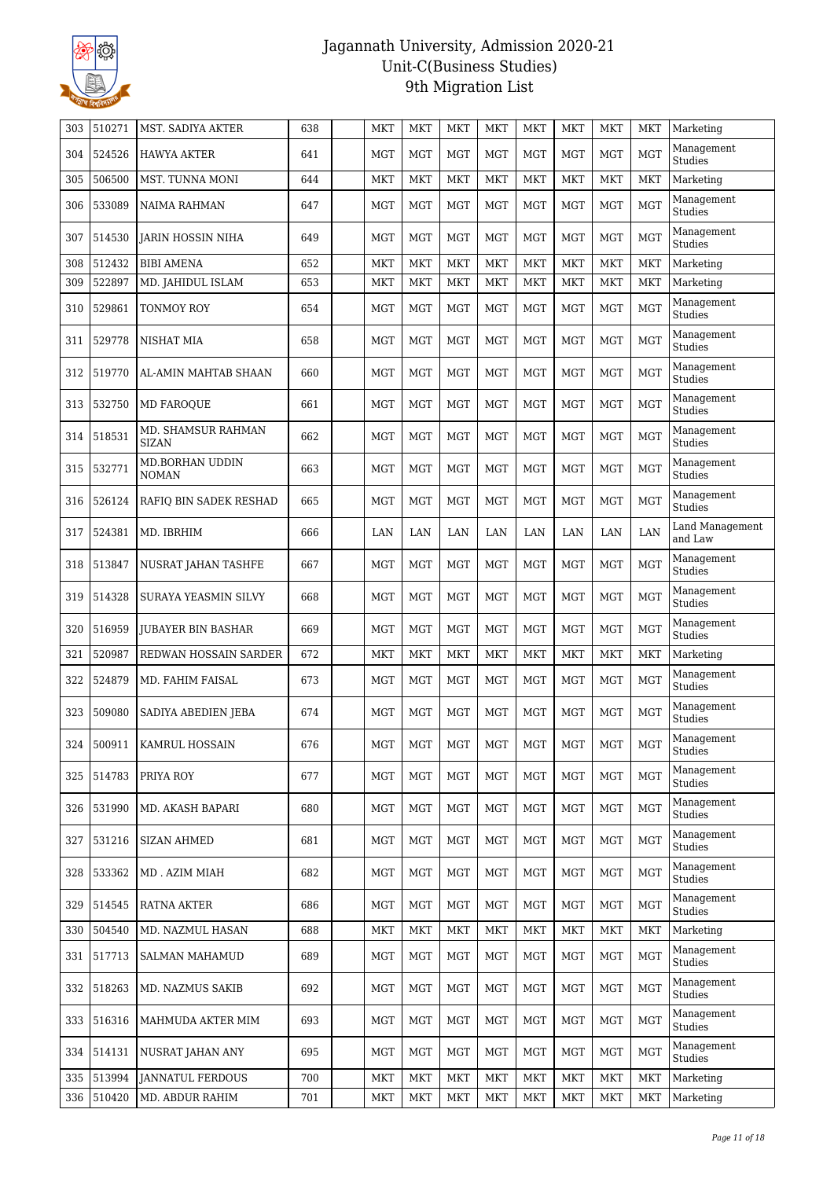# Jagannath University, Admission 2020-21
## Unit-C(Business Studies)
## 9th Migration List

| | | | | | | | | | | | | | |
|---|---|---|---|---|---|---|---|---|---|---|---|---|---|
| 303 | 510271 | MST. SADIYA AKTER | 638 | | MKT | MKT | MKT | MKT | MKT | MKT | MKT | MKT | Marketing |
| 304 | 524526 | HAWYA AKTER | 641 | | MGT | MGT | MGT | MGT | MGT | MGT | MGT | MGT | Management Studies |
| 305 | 506500 | MST. TUNNA MONI | 644 | | MKT | MKT | MKT | MKT | MKT | MKT | MKT | MKT | Marketing |
| 306 | 533089 | NAIMA RAHMAN | 647 | | MGT | MGT | MGT | MGT | MGT | MGT | MGT | MGT | Management Studies |
| 307 | 514530 | JARIN HOSSIN NIHA | 649 | | MGT | MGT | MGT | MGT | MGT | MGT | MGT | MGT | Management Studies |
| 308 | 512432 | BIBI AMENA | 652 | | MKT | MKT | MKT | MKT | MKT | MKT | MKT | MKT | Marketing |
| 309 | 522897 | MD. JAHIDUL ISLAM | 653 | | MKT | MKT | MKT | MKT | MKT | MKT | MKT | MKT | Marketing |
| 310 | 529861 | TONMOY ROY | 654 | | MGT | MGT | MGT | MGT | MGT | MGT | MGT | MGT | Management Studies |
| 311 | 529778 | NISHAT MIA | 658 | | MGT | MGT | MGT | MGT | MGT | MGT | MGT | MGT | Management Studies |
| 312 | 519770 | AL-AMIN MAHTAB SHAAN | 660 | | MGT | MGT | MGT | MGT | MGT | MGT | MGT | MGT | Management Studies |
| 313 | 532750 | MD FAROQUE | 661 | | MGT | MGT | MGT | MGT | MGT | MGT | MGT | MGT | Management Studies |
| 314 | 518531 | MD. SHAMSUR RAHMAN SIZAN | 662 | | MGT | MGT | MGT | MGT | MGT | MGT | MGT | MGT | Management Studies |
| 315 | 532771 | MD.BORHAN UDDIN NOMAN | 663 | | MGT | MGT | MGT | MGT | MGT | MGT | MGT | MGT | Management Studies |
| 316 | 526124 | RAFIQ BIN SADEK RESHAD | 665 | | MGT | MGT | MGT | MGT | MGT | MGT | MGT | MGT | Management Studies |
| 317 | 524381 | MD. IBRHIM | 666 | | LAN | LAN | LAN | LAN | LAN | LAN | LAN | LAN | Land Management and Law |
| 318 | 513847 | NUSRAT JAHAN TASHFE | 667 | | MGT | MGT | MGT | MGT | MGT | MGT | MGT | MGT | Management Studies |
| 319 | 514328 | SURAYA YEASMIN SILVY | 668 | | MGT | MGT | MGT | MGT | MGT | MGT | MGT | MGT | Management Studies |
| 320 | 516959 | JUBAYER BIN BASHAR | 669 | | MGT | MGT | MGT | MGT | MGT | MGT | MGT | MGT | Management Studies |
| 321 | 520987 | REDWAN HOSSAIN SARDER | 672 | | MKT | MKT | MKT | MKT | MKT | MKT | MKT | MKT | Marketing |
| 322 | 524879 | MD. FAHIM FAISAL | 673 | | MGT | MGT | MGT | MGT | MGT | MGT | MGT | MGT | Management Studies |
| 323 | 509080 | SADIYA ABEDIEN JEBA | 674 | | MGT | MGT | MGT | MGT | MGT | MGT | MGT | MGT | Management Studies |
| 324 | 500911 | KAMRUL HOSSAIN | 676 | | MGT | MGT | MGT | MGT | MGT | MGT | MGT | MGT | Management Studies |
| 325 | 514783 | PRIYA ROY | 677 | | MGT | MGT | MGT | MGT | MGT | MGT | MGT | MGT | Management Studies |
| 326 | 531990 | MD. AKASH BAPARI | 680 | | MGT | MGT | MGT | MGT | MGT | MGT | MGT | MGT | Management Studies |
| 327 | 531216 | SIZAN AHMED | 681 | | MGT | MGT | MGT | MGT | MGT | MGT | MGT | MGT | Management Studies |
| 328 | 533362 | MD . AZIM MIAH | 682 | | MGT | MGT | MGT | MGT | MGT | MGT | MGT | MGT | Management Studies |
| 329 | 514545 | RATNA AKTER | 686 | | MGT | MGT | MGT | MGT | MGT | MGT | MGT | MGT | Management Studies |
| 330 | 504540 | MD. NAZMUL HASAN | 688 | | MKT | MKT | MKT | MKT | MKT | MKT | MKT | MKT | Marketing |
| 331 | 517713 | SALMAN MAHAMUD | 689 | | MGT | MGT | MGT | MGT | MGT | MGT | MGT | MGT | Management Studies |
| 332 | 518263 | MD. NAZMUS SAKIB | 692 | | MGT | MGT | MGT | MGT | MGT | MGT | MGT | MGT | Management Studies |
| 333 | 516316 | MAHMUDA AKTER MIM | 693 | | MGT | MGT | MGT | MGT | MGT | MGT | MGT | MGT | Management Studies |
| 334 | 514131 | NUSRAT JAHAN ANY | 695 | | MGT | MGT | MGT | MGT | MGT | MGT | MGT | MGT | Management Studies |
| 335 | 513994 | JANNATUL FERDOUS | 700 | | MKT | MKT | MKT | MKT | MKT | MKT | MKT | MKT | Marketing |
| 336 | 510420 | MD. ABDUR RAHIM | 701 | | MKT | MKT | MKT | MKT | MKT | MKT | MKT | MKT | Marketing |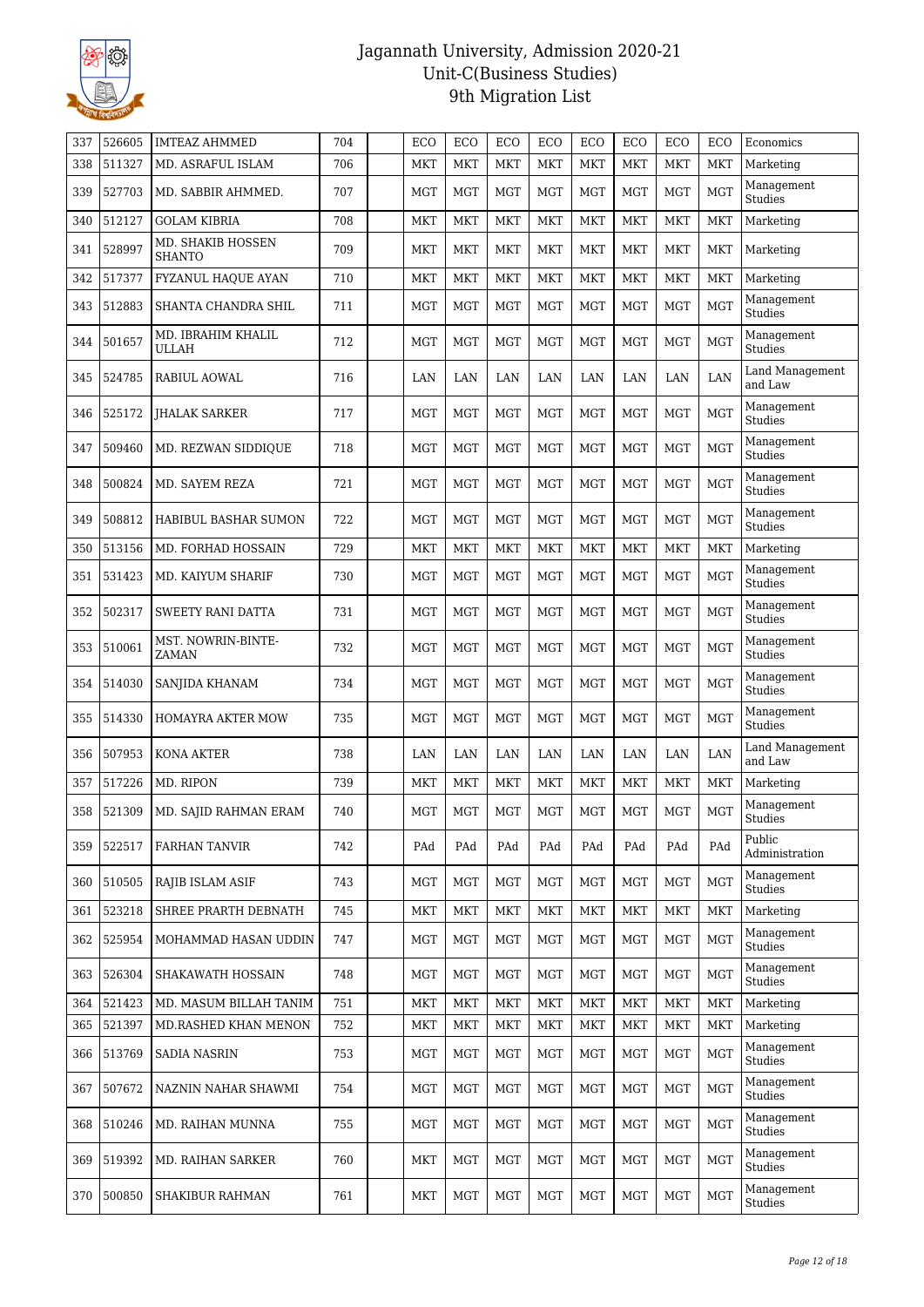# Jagannath University, Admission 2020-21
## Unit-C(Business Studies)
## 9th Migration List

| | | | | | | | | | | | | | |
|---|---|---|---|---|---|---|---|---|---|---|---|---|---|
| 337 | 526605 | IMTEAZ AHMMED | 704 | | ECO | ECO | ECO | ECO | ECO | ECO | ECO | ECO | Economics |
| 338 | 511327 | MD. ASRAFUL ISLAM | 706 | | MKT | MKT | MKT | MKT | MKT | MKT | MKT | MKT | Marketing |
| 339 | 527703 | MD. SABBIR AHMMED. | 707 | | MGT | MGT | MGT | MGT | MGT | MGT | MGT | MGT | Management Studies |
| 340 | 512127 | GOLAM KIBRIA | 708 | | MKT | MKT | MKT | MKT | MKT | MKT | MKT | MKT | Marketing |
| 341 | 528997 | MD. SHAKIB HOSSEN SHANTO | 709 | | MKT | MKT | MKT | MKT | MKT | MKT | MKT | MKT | Marketing |
| 342 | 517377 | FYZANUL HAQUE AYAN | 710 | | MKT | MKT | MKT | MKT | MKT | MKT | MKT | MKT | Marketing |
| 343 | 512883 | SHANTA CHANDRA SHIL | 711 | | MGT | MGT | MGT | MGT | MGT | MGT | MGT | MGT | Management Studies |
| 344 | 501657 | MD. IBRAHIM KHALIL ULLAH | 712 | | MGT | MGT | MGT | MGT | MGT | MGT | MGT | MGT | Management Studies |
| 345 | 524785 | RABIUL AOWAL | 716 | | LAN | LAN | LAN | LAN | LAN | LAN | LAN | LAN | Land Management and Law |
| 346 | 525172 | JHALAK SARKER | 717 | | MGT | MGT | MGT | MGT | MGT | MGT | MGT | MGT | Management Studies |
| 347 | 509460 | MD. REZWAN SIDDIQUE | 718 | | MGT | MGT | MGT | MGT | MGT | MGT | MGT | MGT | Management Studies |
| 348 | 500824 | MD. SAYEM REZA | 721 | | MGT | MGT | MGT | MGT | MGT | MGT | MGT | MGT | Management Studies |
| 349 | 508812 | HABIBUL BASHAR SUMON | 722 | | MGT | MGT | MGT | MGT | MGT | MGT | MGT | MGT | Management Studies |
| 350 | 513156 | MD. FORHAD HOSSAIN | 729 | | MKT | MKT | MKT | MKT | MKT | MKT | MKT | MKT | Marketing |
| 351 | 531423 | MD. KAIYUM SHARIF | 730 | | MGT | MGT | MGT | MGT | MGT | MGT | MGT | MGT | Management Studies |
| 352 | 502317 | SWEETY RANI DATTA | 731 | | MGT | MGT | MGT | MGT | MGT | MGT | MGT | MGT | Management Studies |
| 353 | 510061 | MST. NOWRIN-BINTE-ZAMAN | 732 | | MGT | MGT | MGT | MGT | MGT | MGT | MGT | MGT | Management Studies |
| 354 | 514030 | SANJIDA KHANAM | 734 | | MGT | MGT | MGT | MGT | MGT | MGT | MGT | MGT | Management Studies |
| 355 | 514330 | HOMAYRA AKTER MOW | 735 | | MGT | MGT | MGT | MGT | MGT | MGT | MGT | MGT | Management Studies |
| 356 | 507953 | KONA AKTER | 738 | | LAN | LAN | LAN | LAN | LAN | LAN | LAN | LAN | Land Management and Law |
| 357 | 517226 | MD. RIPON | 739 | | MKT | MKT | MKT | MKT | MKT | MKT | MKT | MKT | Marketing |
| 358 | 521309 | MD. SAJID RAHMAN ERAM | 740 | | MGT | MGT | MGT | MGT | MGT | MGT | MGT | MGT | Management Studies |
| 359 | 522517 | FARHAN TANVIR | 742 | | PAd | PAd | PAd | PAd | PAd | PAd | PAd | PAd | Public Administration |
| 360 | 510505 | RAJIB ISLAM ASIF | 743 | | MGT | MGT | MGT | MGT | MGT | MGT | MGT | MGT | Management Studies |
| 361 | 523218 | SHREE PRARTH DEBNATH | 745 | | MKT | MKT | MKT | MKT | MKT | MKT | MKT | MKT | Marketing |
| 362 | 525954 | MOHAMMAD HASAN UDDIN | 747 | | MGT | MGT | MGT | MGT | MGT | MGT | MGT | MGT | Management Studies |
| 363 | 526304 | SHAKAWATH HOSSAIN | 748 | | MGT | MGT | MGT | MGT | MGT | MGT | MGT | MGT | Management Studies |
| 364 | 521423 | MD. MASUM BILLAH TANIM | 751 | | MKT | MKT | MKT | MKT | MKT | MKT | MKT | MKT | Marketing |
| 365 | 521397 | MD.RASHED KHAN MENON | 752 | | MKT | MKT | MKT | MKT | MKT | MKT | MKT | MKT | Marketing |
| 366 | 513769 | SADIA NASRIN | 753 | | MGT | MGT | MGT | MGT | MGT | MGT | MGT | MGT | Management Studies |
| 367 | 507672 | NAZNIN NAHAR SHAWMI | 754 | | MGT | MGT | MGT | MGT | MGT | MGT | MGT | MGT | Management Studies |
| 368 | 510246 | MD. RAIHAN MUNNA | 755 | | MGT | MGT | MGT | MGT | MGT | MGT | MGT | MGT | Management Studies |
| 369 | 519392 | MD. RAIHAN SARKER | 760 | | MKT | MGT | MGT | MGT | MGT | MGT | MGT | MGT | Management Studies |
| 370 | 500850 | SHAKIBUR RAHMAN | 761 | | MKT | MGT | MGT | MGT | MGT | MGT | MGT | MGT | Management Studies |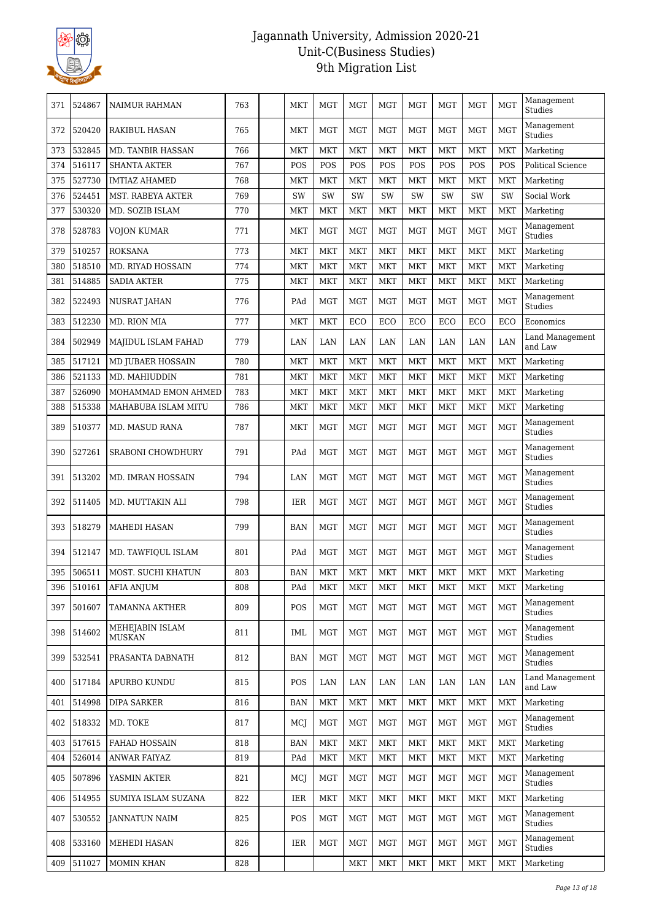# Jagannath University, Admission 2020-21
## Unit-C(Business Studies)
## 9th Migration List

| | | | | | | | | | | | | | |
|---|---|---|---|---|---|---|---|---|---|---|---|---|---|
| 371 | 524867 | NAIMUR RAHMAN | 763 | | MKT | MGT | MGT | MGT | MGT | MGT | MGT | MGT | Management Studies |
| 372 | 520420 | RAKIBUL HASAN | 765 | | MKT | MGT | MGT | MGT | MGT | MGT | MGT | MGT | Management Studies |
| 373 | 532845 | MD. TANBIR HASSAN | 766 | | MKT | MKT | MKT | MKT | MKT | MKT | MKT | MKT | Marketing |
| 374 | 516117 | SHANTA AKTER | 767 | | POS | POS | POS | POS | POS | POS | POS | POS | Political Science |
| 375 | 527730 | IMTIAZ AHAMED | 768 | | MKT | MKT | MKT | MKT | MKT | MKT | MKT | MKT | Marketing |
| 376 | 524451 | MST. RABEYA AKTER | 769 | | SW | SW | SW | SW | SW | SW | SW | SW | Social Work |
| 377 | 530320 | MD. SOZIB ISLAM | 770 | | MKT | MKT | MKT | MKT | MKT | MKT | MKT | MKT | Marketing |
| 378 | 528783 | VOJON KUMAR | 771 | | MKT | MGT | MGT | MGT | MGT | MGT | MGT | MGT | Management Studies |
| 379 | 510257 | ROKSANA | 773 | | MKT | MKT | MKT | MKT | MKT | MKT | MKT | MKT | Marketing |
| 380 | 518510 | MD. RIYAD HOSSAIN | 774 | | MKT | MKT | MKT | MKT | MKT | MKT | MKT | MKT | Marketing |
| 381 | 514885 | SADIA AKTER | 775 | | MKT | MKT | MKT | MKT | MKT | MKT | MKT | MKT | Marketing |
| 382 | 522493 | NUSRAT JAHAN | 776 | | PAd | MGT | MGT | MGT | MGT | MGT | MGT | MGT | Management Studies |
| 383 | 512230 | MD. RION MIA | 777 | | MKT | MKT | ECO | ECO | ECO | ECO | ECO | ECO | Economics |
| 384 | 502949 | MAJIDUL ISLAM FAHAD | 779 | | LAN | LAN | LAN | LAN | LAN | LAN | LAN | LAN | Land Management and Law |
| 385 | 517121 | MD JUBAER HOSSAIN | 780 | | MKT | MKT | MKT | MKT | MKT | MKT | MKT | MKT | Marketing |
| 386 | 521133 | MD. MAHIUDDIN | 781 | | MKT | MKT | MKT | MKT | MKT | MKT | MKT | MKT | Marketing |
| 387 | 526090 | MOHAMMAD EMON AHMED | 783 | | MKT | MKT | MKT | MKT | MKT | MKT | MKT | MKT | Marketing |
| 388 | 515338 | MAHABUBA ISLAM MITU | 786 | | MKT | MKT | MKT | MKT | MKT | MKT | MKT | MKT | Marketing |
| 389 | 510377 | MD. MASUD RANA | 787 | | MKT | MGT | MGT | MGT | MGT | MGT | MGT | MGT | Management Studies |
| 390 | 527261 | SRABONI CHOWDHURY | 791 | | PAd | MGT | MGT | MGT | MGT | MGT | MGT | MGT | Management Studies |
| 391 | 513202 | MD. IMRAN HOSSAIN | 794 | | LAN | MGT | MGT | MGT | MGT | MGT | MGT | MGT | Management Studies |
| 392 | 511405 | MD. MUTTAKIN ALI | 798 | | IER | MGT | MGT | MGT | MGT | MGT | MGT | MGT | Management Studies |
| 393 | 518279 | MAHEDI HASAN | 799 | | BAN | MGT | MGT | MGT | MGT | MGT | MGT | MGT | Management Studies |
| 394 | 512147 | MD. TAWFIQUL ISLAM | 801 | | PAd | MGT | MGT | MGT | MGT | MGT | MGT | MGT | Management Studies |
| 395 | 506511 | MOST. SUCHI KHATUN | 803 | | BAN | MKT | MKT | MKT | MKT | MKT | MKT | MKT | Marketing |
| 396 | 510161 | AFIA ANJUM | 808 | | PAd | MKT | MKT | MKT | MKT | MKT | MKT | MKT | Marketing |
| 397 | 501607 | TAMANNA AKTHER | 809 | | POS | MGT | MGT | MGT | MGT | MGT | MGT | MGT | Management Studies |
| 398 | 514602 | MEHEJABIN ISLAM MUSKAN | 811 | | IML | MGT | MGT | MGT | MGT | MGT | MGT | MGT | Management Studies |
| 399 | 532541 | PRASANTA DABNATH | 812 | | BAN | MGT | MGT | MGT | MGT | MGT | MGT | MGT | Management Studies |
| 400 | 517184 | APURBO KUNDU | 815 | | POS | LAN | LAN | LAN | LAN | LAN | LAN | LAN | Land Management and Law |
| 401 | 514998 | DIPA SARKER | 816 | | BAN | MKT | MKT | MKT | MKT | MKT | MKT | MKT | Marketing |
| 402 | 518332 | MD. TOKE | 817 | | MCJ | MGT | MGT | MGT | MGT | MGT | MGT | MGT | Management Studies |
| 403 | 517615 | FAHAD HOSSAIN | 818 | | BAN | MKT | MKT | MKT | MKT | MKT | MKT | MKT | Marketing |
| 404 | 526014 | ANWAR FAIYAZ | 819 | | PAd | MKT | MKT | MKT | MKT | MKT | MKT | MKT | Marketing |
| 405 | 507896 | YASMIN AKTER | 821 | | MCJ | MGT | MGT | MGT | MGT | MGT | MGT | MGT | Management Studies |
| 406 | 514955 | SUMIYA ISLAM SUZANA | 822 | | IER | MKT | MKT | MKT | MKT | MKT | MKT | MKT | Marketing |
| 407 | 530552 | JANNATUN NAIM | 825 | | POS | MGT | MGT | MGT | MGT | MGT | MGT | MGT | Management Studies |
| 408 | 533160 | MEHEDI HASAN | 826 | | IER | MGT | MGT | MGT | MGT | MGT | MGT | MGT | Management Studies |
| 409 | 511027 | MOMIN KHAN | 828 | | | | MKT | MKT | MKT | MKT | MKT | MKT | Marketing |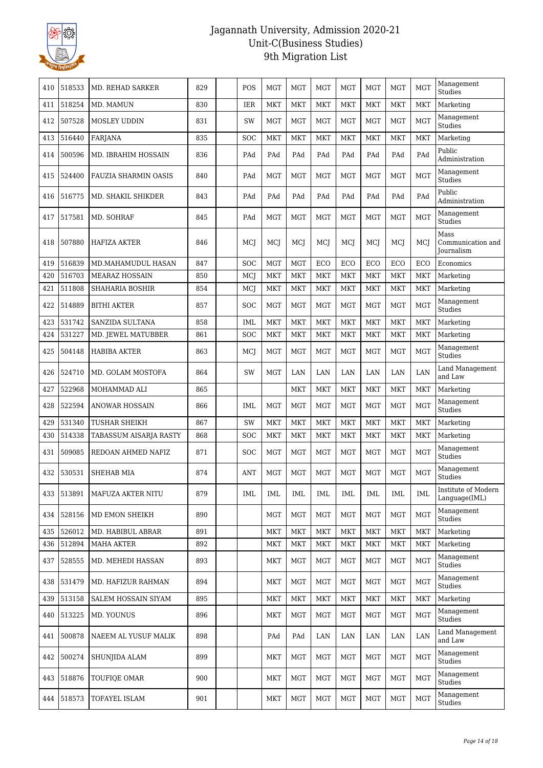# Jagannath University, Admission 2020-21
## Unit-C(Business Studies)
### 9th Migration List

| | | | | | | | | | | | | | |
|---|---|---|---|---|---|---|---|---|---|---|---|---|---|
| 410 | 518533 | MD. REHAD SARKER | 829 | | POS | MGT | MGT | MGT | MGT | MGT | MGT | MGT | Management Studies |
| 411 | 518254 | MD. MAMUN | 830 | | IER | MKT | MKT | MKT | MKT | MKT | MKT | MKT | Marketing |
| 412 | 507528 | MOSLEY UDDIN | 831 | | SW | MGT | MGT | MGT | MGT | MGT | MGT | MGT | Management Studies |
| 413 | 516440 | FARJANA | 835 | | SOC | MKT | MKT | MKT | MKT | MKT | MKT | MKT | Marketing |
| 414 | 500596 | MD. IBRAHIM HOSSAIN | 836 | | PAd | PAd | PAd | PAd | PAd | PAd | PAd | PAd | Public Administration |
| 415 | 524400 | FAUZIA SHARMIN OASIS | 840 | | PAd | MGT | MGT | MGT | MGT | MGT | MGT | MGT | Management Studies |
| 416 | 516775 | MD. SHAKIL SHIKDER | 843 | | PAd | PAd | PAd | PAd | PAd | PAd | PAd | PAd | Public Administration |
| 417 | 517581 | MD. SOHRAF | 845 | | PAd | MGT | MGT | MGT | MGT | MGT | MGT | MGT | Management Studies |
| 418 | 507880 | HAFIZA AKTER | 846 | | MCJ | MCJ | MCJ | MCJ | MCJ | MCJ | MCJ | MCJ | Mass Communication and Journalism |
| 419 | 516839 | MD.MAHAMUDUL HASAN | 847 | | SOC | MGT | MGT | ECO | ECO | ECO | ECO | ECO | Economics |
| 420 | 516703 | MEARAZ HOSSAIN | 850 | | MCJ | MKT | MKT | MKT | MKT | MKT | MKT | MKT | Marketing |
| 421 | 511808 | SHAHARIA BOSHIR | 854 | | MCJ | MKT | MKT | MKT | MKT | MKT | MKT | MKT | Marketing |
| 422 | 514889 | BITHI AKTER | 857 | | SOC | MGT | MGT | MGT | MGT | MGT | MGT | MGT | Management Studies |
| 423 | 531742 | SANZIDA SULTANA | 858 | | IML | MKT | MKT | MKT | MKT | MKT | MKT | MKT | Marketing |
| 424 | 531227 | MD. JEWEL MATUBBER | 861 | | SOC | MKT | MKT | MKT | MKT | MKT | MKT | MKT | Marketing |
| 425 | 504148 | HABIBA AKTER | 863 | | MCJ | MGT | MGT | MGT | MGT | MGT | MGT | MGT | Management Studies |
| 426 | 524710 | MD. GOLAM MOSTOFA | 864 | | SW | MGT | LAN | LAN | LAN | LAN | LAN | LAN | Land Management and Law |
| 427 | 522968 | MOHAMMAD ALI | 865 | | | | MKT | MKT | MKT | MKT | MKT | MKT | Marketing |
| 428 | 522594 | ANOWAR HOSSAIN | 866 | | IML | MGT | MGT | MGT | MGT | MGT | MGT | MGT | Management Studies |
| 429 | 531340 | TUSHAR SHEIKH | 867 | | SW | MKT | MKT | MKT | MKT | MKT | MKT | MKT | Marketing |
| 430 | 514338 | TABASSUM AISARJA RASTY | 868 | | SOC | MKT | MKT | MKT | MKT | MKT | MKT | MKT | Marketing |
| 431 | 509085 | REDOAN AHMED NAFIZ | 871 | | SOC | MGT | MGT | MGT | MGT | MGT | MGT | MGT | Management Studies |
| 432 | 530531 | SHEHAB MIA | 874 | | ANT | MGT | MGT | MGT | MGT | MGT | MGT | MGT | Management Studies |
| 433 | 513891 | MAFUZA AKTER NITU | 879 | | IML | IML | IML | IML | IML | IML | IML | IML | Institute of Modern Language(IML) |
| 434 | 528156 | MD EMON SHEIKH | 890 | | | MGT | MGT | MGT | MGT | MGT | MGT | MGT | Management Studies |
| 435 | 526012 | MD. HABIBUL ABRAR | 891 | | | MKT | MKT | MKT | MKT | MKT | MKT | MKT | Marketing |
| 436 | 512894 | MAHA AKTER | 892 | | | MKT | MKT | MKT | MKT | MKT | MKT | MKT | Marketing |
| 437 | 528555 | MD. MEHEDI HASSAN | 893 | | | MKT | MGT | MGT | MGT | MGT | MGT | MGT | Management Studies |
| 438 | 531479 | MD. HAFIZUR RAHMAN | 894 | | | MKT | MGT | MGT | MGT | MGT | MGT | MGT | Management Studies |
| 439 | 513158 | SALEM HOSSAIN SIYAM | 895 | | | MKT | MKT | MKT | MKT | MKT | MKT | MKT | Marketing |
| 440 | 513225 | MD. YOUNUS | 896 | | | MKT | MGT | MGT | MGT | MGT | MGT | MGT | Management Studies |
| 441 | 500878 | NAEEM AL YUSUF MALIK | 898 | | | PAd | PAd | LAN | LAN | LAN | LAN | LAN | Land Management and Law |
| 442 | 500274 | SHUNJIDA ALAM | 899 | | | MKT | MGT | MGT | MGT | MGT | MGT | MGT | Management Studies |
| 443 | 518876 | TOUFIQE OMAR | 900 | | | MKT | MGT | MGT | MGT | MGT | MGT | MGT | Management Studies |
| 444 | 518573 | TOFAYEL ISLAM | 901 | | | MKT | MGT | MGT | MGT | MGT | MGT | MGT | Management Studies |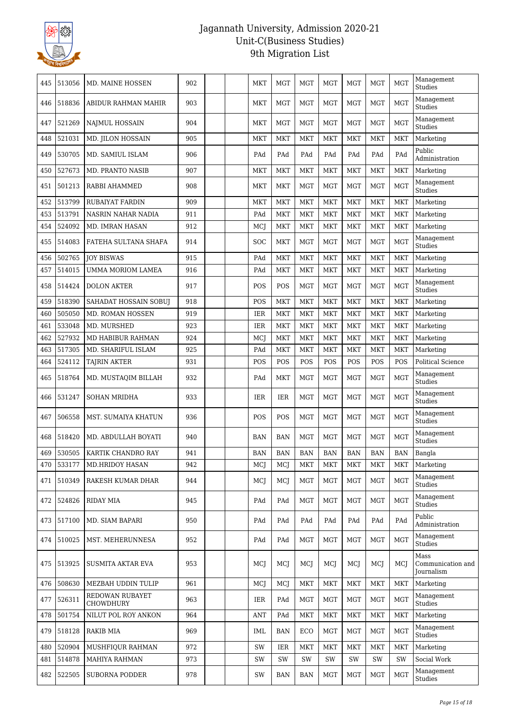# Jagannath University, Admission 2020-21
## Unit-C(Business Studies)
## 9th Migration List

| | | | | | | | | | | | | | |
|---|---|---|---|---|---|---|---|---|---|---|---|---|---|
| 445 | 513056 | MD. MAINE HOSSEN | 902 | | | MKT | MGT | MGT | MGT | MGT | MGT | MGT | Management Studies |
| 446 | 518836 | ABIDUR RAHMAN MAHIR | 903 | | | MKT | MGT | MGT | MGT | MGT | MGT | MGT | Management Studies |
| 447 | 521269 | NAJMUL HOSSAIN | 904 | | | MKT | MGT | MGT | MGT | MGT | MGT | MGT | Management Studies |
| 448 | 521031 | MD. JILON HOSSAIN | 905 | | | MKT | MKT | MKT | MKT | MKT | MKT | MKT | Marketing |
| 449 | 530705 | MD. SAMIUL ISLAM | 906 | | | PAd | PAd | PAd | PAd | PAd | PAd | PAd | Public Administration |
| 450 | 527673 | MD. PRANTO NASIB | 907 | | | MKT | MKT | MKT | MKT | MKT | MKT | MKT | Marketing |
| 451 | 501213 | RABBI AHAMMED | 908 | | | MKT | MKT | MGT | MGT | MGT | MGT | MGT | Management Studies |
| 452 | 513799 | RUBAIYAT FARDIN | 909 | | | MKT | MKT | MKT | MKT | MKT | MKT | MKT | Marketing |
| 453 | 513791 | NASRIN NAHAR NADIA | 911 | | | PAd | MKT | MKT | MKT | MKT | MKT | MKT | Marketing |
| 454 | 524092 | MD. IMRAN HASAN | 912 | | | MCJ | MKT | MKT | MKT | MKT | MKT | MKT | Marketing |
| 455 | 514083 | FATEHA SULTANA SHAFA | 914 | | | SOC | MKT | MGT | MGT | MGT | MGT | MGT | Management Studies |
| 456 | 502765 | JOY BISWAS | 915 | | | PAd | MKT | MKT | MKT | MKT | MKT | MKT | Marketing |
| 457 | 514015 | UMMA MORIOM LAMEA | 916 | | | PAd | MKT | MKT | MKT | MKT | MKT | MKT | Marketing |
| 458 | 514424 | DOLON AKTER | 917 | | | POS | POS | MGT | MGT | MGT | MGT | MGT | Management Studies |
| 459 | 518390 | SAHADAT HOSSAIN SOBUJ | 918 | | | POS | MKT | MKT | MKT | MKT | MKT | MKT | Marketing |
| 460 | 505050 | MD. ROMAN HOSSEN | 919 | | | IER | MKT | MKT | MKT | MKT | MKT | MKT | Marketing |
| 461 | 533048 | MD. MURSHED | 923 | | | IER | MKT | MKT | MKT | MKT | MKT | MKT | Marketing |
| 462 | 527932 | MD HABIBUR RAHMAN | 924 | | | MCJ | MKT | MKT | MKT | MKT | MKT | MKT | Marketing |
| 463 | 517305 | MD. SHARIFUL ISLAM | 925 | | | PAd | MKT | MKT | MKT | MKT | MKT | MKT | Marketing |
| 464 | 524112 | TAJRIN AKTER | 931 | | | POS | POS | POS | POS | POS | POS | POS | Political Science |
| 465 | 518764 | MD. MUSTAQIM BILLAH | 932 | | | PAd | MKT | MGT | MGT | MGT | MGT | MGT | Management Studies |
| 466 | 531247 | SOHAN MRIDHA | 933 | | | IER | IER | MGT | MGT | MGT | MGT | MGT | Management Studies |
| 467 | 506558 | MST. SUMAIYA KHATUN | 936 | | | POS | POS | MGT | MGT | MGT | MGT | MGT | Management Studies |
| 468 | 518420 | MD. ABDULLAH BOYATI | 940 | | | BAN | BAN | MGT | MGT | MGT | MGT | MGT | Management Studies |
| 469 | 530505 | KARTIK CHANDRO RAY | 941 | | | BAN | BAN | BAN | BAN | BAN | BAN | BAN | Bangla |
| 470 | 533177 | MD.HRIDOY HASAN | 942 | | | MCJ | MCJ | MKT | MKT | MKT | MKT | MKT | Marketing |
| 471 | 510349 | RAKESH KUMAR DHAR | 944 | | | MCJ | MCJ | MGT | MGT | MGT | MGT | MGT | Management Studies |
| 472 | 524826 | RIDAY MIA | 945 | | | PAd | PAd | MGT | MGT | MGT | MGT | MGT | Management Studies |
| 473 | 517100 | MD. SIAM BAPARI | 950 | | | PAd | PAd | PAd | PAd | PAd | PAd | PAd | Public Administration |
| 474 | 510025 | MST. MEHERUNNESA | 952 | | | PAd | PAd | MGT | MGT | MGT | MGT | MGT | Management Studies |
| 475 | 513925 | SUSMITA AKTAR EVA | 953 | | | MCJ | MCJ | MCJ | MCJ | MCJ | MCJ | MCJ | Mass Communication and Journalism |
| 476 | 508630 | MEZBAH UDDIN TULIP | 961 | | | MCJ | MCJ | MKT | MKT | MKT | MKT | MKT | Marketing |
| 477 | 526311 | REDOWAN RUBAYET CHOWDHURY | 963 | | | IER | PAd | MGT | MGT | MGT | MGT | MGT | Management Studies |
| 478 | 501754 | NILUT POL ROY ANKON | 964 | | | ANT | PAd | MKT | MKT | MKT | MKT | MKT | Marketing |
| 479 | 518128 | RAKIB MIA | 969 | | | IML | BAN | ECO | MGT | MGT | MGT | MGT | Management Studies |
| 480 | 520904 | MUSHFIQUR RAHMAN | 972 | | | SW | IER | MKT | MKT | MKT | MKT | MKT | Marketing |
| 481 | 514878 | MAHIYA RAHMAN | 973 | | | SW | SW | SW | SW | SW | SW | SW | Social Work |
| 482 | 522505 | SUBORNA PODDER | 978 | | | SW | BAN | BAN | MGT | MGT | MGT | MGT | Management Studies |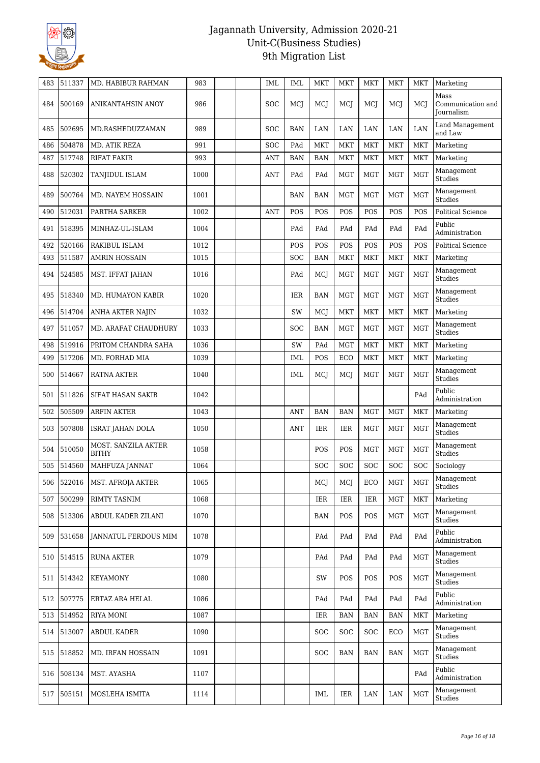| | | | | | | | | | | | | | |
|---|---|---|---|---|---|---|---|---|---|---|---|---|---|
| 483 | 511337 | MD. HABIBUR RAHMAN | 983 | | | IML | IML | MKT | MKT | MKT | MKT | MKT | Marketing |
| 484 | 500169 | ANIKANTAHSIN ANOY | 986 | | | SOC | MCJ | MCJ | MCJ | MCJ | MCJ | MCJ | Mass Communication and Journalism |
| 485 | 502695 | MD.RASHEDUZZAMAN | 989 | | | SOC | BAN | LAN | LAN | LAN | LAN | LAN | Land Management and Law |
| 486 | 504878 | MD. ATIK REZA | 991 | | | SOC | PAd | MKT | MKT | MKT | MKT | MKT | Marketing |
| 487 | 517748 | RIFAT FAKIR | 993 | | | ANT | BAN | BAN | MKT | MKT | MKT | MKT | Marketing |
| 488 | 520302 | TANJIDUL ISLAM | 1000 | | | ANT | PAd | PAd | MGT | MGT | MGT | MGT | Management Studies |
| 489 | 500764 | MD. NAYEM HOSSAIN | 1001 | | | | BAN | BAN | MGT | MGT | MGT | MGT | Management Studies |
| 490 | 512031 | PARTHA SARKER | 1002 | | | ANT | POS | POS | POS | POS | POS | POS | Political Science |
| 491 | 518395 | MINHAZ-UL-ISLAM | 1004 | | | | PAd | PAd | PAd | PAd | PAd | PAd | Public Administration |
| 492 | 520166 | RAKIBUL ISLAM | 1012 | | | | POS | POS | POS | POS | POS | POS | Political Science |
| 493 | 511587 | AMRIN HOSSAIN | 1015 | | | | SOC | BAN | MKT | MKT | MKT | MKT | Marketing |
| 494 | 524585 | MST. IFFAT JAHAN | 1016 | | | | PAd | MCJ | MGT | MGT | MGT | MGT | Management Studies |
| 495 | 518340 | MD. HUMAYON KABIR | 1020 | | | | IER | BAN | MGT | MGT | MGT | MGT | Management Studies |
| 496 | 514704 | ANHA AKTER NAJIN | 1032 | | | | SW | MCJ | MKT | MKT | MKT | MKT | Marketing |
| 497 | 511057 | MD. ARAFAT CHAUDHURY | 1033 | | | | SOC | BAN | MGT | MGT | MGT | MGT | Management Studies |
| 498 | 519916 | PRITOM CHANDRA SAHA | 1036 | | | | SW | PAd | MGT | MKT | MKT | MKT | Marketing |
| 499 | 517206 | MD. FORHAD MIA | 1039 | | | | IML | POS | ECO | MKT | MKT | MKT | Marketing |
| 500 | 514667 | RATNA AKTER | 1040 | | | | IML | MCJ | MCJ | MGT | MGT | MGT | Management Studies |
| 501 | 511826 | SIFAT HASAN SAKIB | 1042 | | | | | | | | | PAd | Public Administration |
| 502 | 505509 | ARFIN AKTER | 1043 | | | | ANT | BAN | BAN | MGT | MGT | MKT | Marketing |
| 503 | 507808 | ISRAT JAHAN DOLA | 1050 | | | | ANT | IER | IER | MGT | MGT | MGT | Management Studies |
| 504 | 510050 | MOST. SANZILA AKTER BITHY | 1058 | | | | | POS | POS | MGT | MGT | MGT | Management Studies |
| 505 | 514560 | MAHFUZA JANNAT | 1064 | | | | | SOC | SOC | SOC | SOC | SOC | Sociology |
| 506 | 522016 | MST. AFROJA AKTER | 1065 | | | | | MCJ | MCJ | ECO | MGT | MGT | Management Studies |
| 507 | 500299 | RIMTY TASNIM | 1068 | | | | | IER | IER | IER | MGT | MKT | Marketing |
| 508 | 513306 | ABDUL KADER ZILANI | 1070 | | | | | BAN | POS | POS | MGT | MGT | Management Studies |
| 509 | 531658 | JANNATUL FERDOUS MIM | 1078 | | | | | PAd | PAd | PAd | PAd | PAd | Public Administration |
| 510 | 514515 | RUNA AKTER | 1079 | | | | | PAd | PAd | PAd | PAd | MGT | Management Studies |
| 511 | 514342 | KEYAMONY | 1080 | | | | | SW | POS | POS | POS | MGT | Management Studies |
| 512 | 507775 | ERTAZ ARA HELAL | 1086 | | | | | PAd | PAd | PAd | PAd | PAd | Public Administration |
| 513 | 514952 | RIYA MONI | 1087 | | | | | IER | BAN | BAN | BAN | MKT | Marketing |
| 514 | 513007 | ABDUL KADER | 1090 | | | | | SOC | SOC | SOC | ECO | MGT | Management Studies |
| 515 | 518852 | MD. IRFAN HOSSAIN | 1091 | | | | | SOC | BAN | BAN | BAN | MGT | Management Studies |
| 516 | 508134 | MST. AYASHA | 1107 | | | | | | | | | PAd | Public Administration |
| 517 | 505151 | MOSLEHA ISMITA | 1114 | | | | | IML | IER | LAN | LAN | MGT | Management Studies |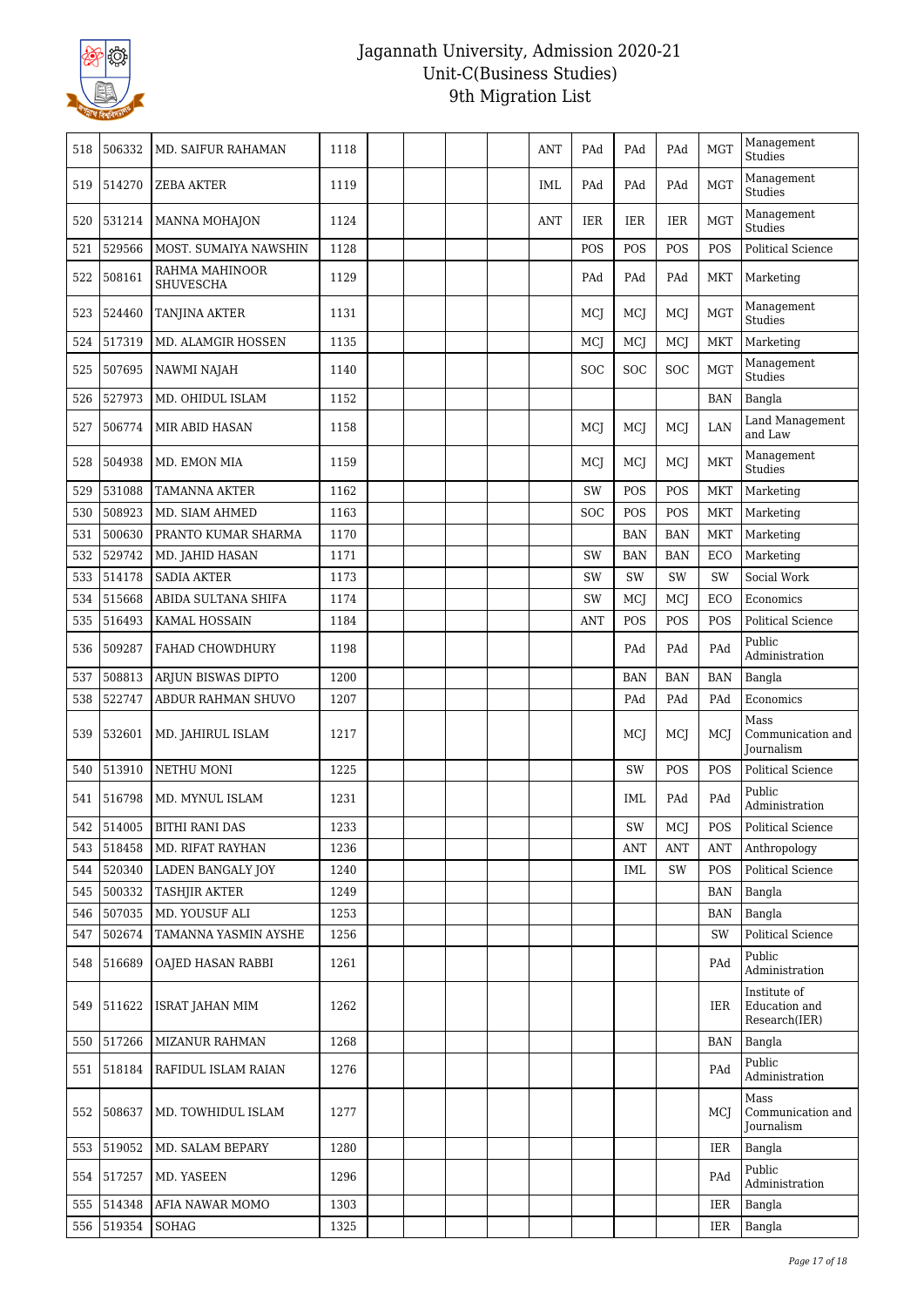# Jagannath University, Admission 2020-21
## Unit-C(Business Studies)
## 9th Migration List

| 518 | 506332 | MD. SAIFUR RAHAMAN | 1118 | | | | | ANT | PAd | PAd | PAd | MGT | Management Studies |
|---|---|---|---|---|---|---|---|---|---|---|---|---|---|
| 519 | 514270 | ZEBA AKTER | 1119 | | | | | IML | PAd | PAd | PAd | MGT | Management Studies |
| 520 | 531214 | MANNA MOHAJON | 1124 | | | | | ANT | IER | IER | IER | MGT | Management Studies |
| 521 | 529566 | MOST. SUMAIYA NAWSHIN | 1128 | | | | | | POS | POS | POS | POS | Political Science |
| 522 | 508161 | RAHMA MAHINOOR SHUVESCHA | 1129 | | | | | | PAd | PAd | PAd | MKT | Marketing |
| 523 | 524460 | TANJINA AKTER | 1131 | | | | | | MCJ | MCJ | MCJ | MGT | Management Studies |
| 524 | 517319 | MD. ALAMGIR HOSSEN | 1135 | | | | | | MCJ | MCJ | MCJ | MKT | Marketing |
| 525 | 507695 | NAWMI NAJAH | 1140 | | | | | | SOC | SOC | SOC | MGT | Management Studies |
| 526 | 527973 | MD. OHIDUL ISLAM | 1152 | | | | | | | | | BAN | Bangla |
| 527 | 506774 | MIR ABID HASAN | 1158 | | | | | | MCJ | MCJ | MCJ | LAN | Land Management and Law |
| 528 | 504938 | MD. EMON MIA | 1159 | | | | | | MCJ | MCJ | MCJ | MKT | Management Studies |
| 529 | 531088 | TAMANNA AKTER | 1162 | | | | | | SW | POS | POS | MKT | Marketing |
| 530 | 508923 | MD. SIAM AHMED | 1163 | | | | | | SOC | POS | POS | MKT | Marketing |
| 531 | 500630 | PRANTO KUMAR SHARMA | 1170 | | | | | | | BAN | BAN | MKT | Marketing |
| 532 | 529742 | MD. JAHID HASAN | 1171 | | | | | | SW | BAN | BAN | ECO | Marketing |
| 533 | 514178 | SADIA AKTER | 1173 | | | | | | SW | SW | SW | SW | Social Work |
| 534 | 515668 | ABIDA SULTANA SHIFA | 1174 | | | | | | SW | MCJ | MCJ | ECO | Economics |
| 535 | 516493 | KAMAL HOSSAIN | 1184 | | | | | | ANT | POS | POS | POS | Political Science |
| 536 | 509287 | FAHAD CHOWDHURY | 1198 | | | | | | | PAd | PAd | PAd | Public Administration |
| 537 | 508813 | ARJUN BISWAS DIPTO | 1200 | | | | | | | BAN | BAN | BAN | Bangla |
| 538 | 522747 | ABDUR RAHMAN SHUVO | 1207 | | | | | | | PAd | PAd | PAd | Economics |
| 539 | 532601 | MD. JAHIRUL ISLAM | 1217 | | | | | | | MCJ | MCJ | MCJ | Mass Communication and Journalism |
| 540 | 513910 | NETHU MONI | 1225 | | | | | | | SW | POS | POS | Political Science |
| 541 | 516798 | MD. MYNUL ISLAM | 1231 | | | | | | | IML | PAd | PAd | Public Administration |
| 542 | 514005 | BITHI RANI DAS | 1233 | | | | | | | SW | MCJ | POS | Political Science |
| 543 | 518458 | MD. RIFAT RAYHAN | 1236 | | | | | | | ANT | ANT | ANT | Anthropology |
| 544 | 520340 | LADEN BANGALY JOY | 1240 | | | | | | | IML | SW | POS | Political Science |
| 545 | 500332 | TASHJIR AKTER | 1249 | | | | | | | | | BAN | Bangla |
| 546 | 507035 | MD. YOUSUF ALI | 1253 | | | | | | | | | BAN | Bangla |
| 547 | 502674 | TAMANNA YASMIN AYSHE | 1256 | | | | | | | | | SW | Political Science |
| 548 | 516689 | OAJED HASAN RABBI | 1261 | | | | | | | | | PAd | Public Administration |
| 549 | 511622 | ISRAT JAHAN MIM | 1262 | | | | | | | | | IER | Institute of Education and Research(IER) |
| 550 | 517266 | MIZANUR RAHMAN | 1268 | | | | | | | | | BAN | Bangla |
| 551 | 518184 | RAFIDUL ISLAM RAIAN | 1276 | | | | | | | | | PAd | Public Administration |
| 552 | 508637 | MD. TOWHIDUL ISLAM | 1277 | | | | | | | | | MCJ | Mass Communication and Journalism |
| 553 | 519052 | MD. SALAM BEPARY | 1280 | | | | | | | | | IER | Bangla |
| 554 | 517257 | MD. YASEEN | 1296 | | | | | | | | | PAd | Public Administration |
| 555 | 514348 | AFIA NAWAR MOMO | 1303 | | | | | | | | | IER | Bangla |
| 556 | 519354 | SOHAG | 1325 | | | | | | | | | IER | Bangla |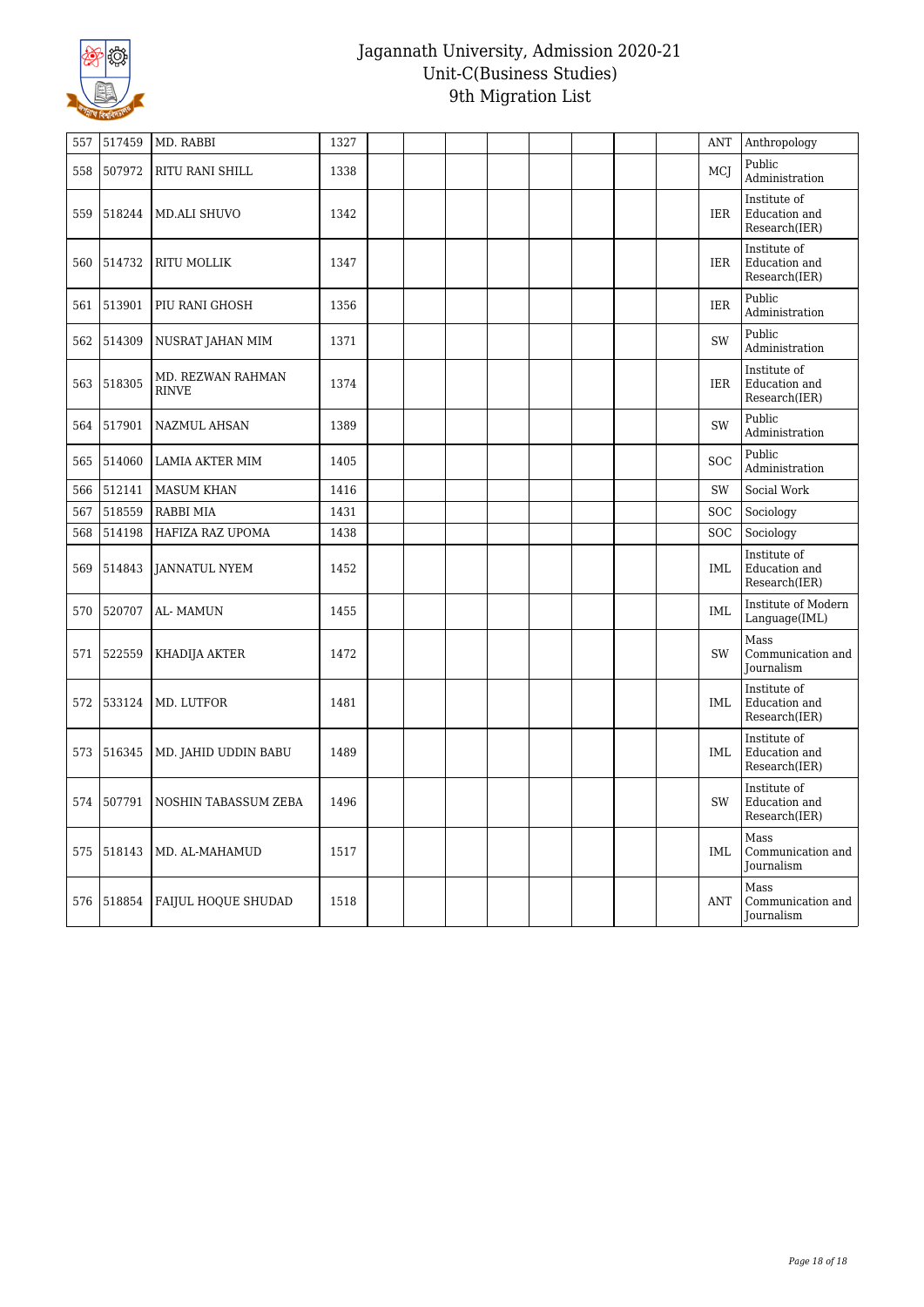# Jagannath University, Admission 2020-21
## Unit-C(Business Studies)
## 9th Migration List

| | | | | | | | | | | | | | |
|---|---|---|---|---|---|---|---|---|---|---|---|---|---|
| 557 | 517459 | MD. RABBI | 1327 | | | | | | | | | ANT | Anthropology |
| 558 | 507972 | RITU RANI SHILL | 1338 | | | | | | | | | MCJ | Public Administration |
| 559 | 518244 | MD.ALI SHUVO | 1342 | | | | | | | | | IER | Institute of Education and Research(IER) |
| 560 | 514732 | RITU MOLLIK | 1347 | | | | | | | | | IER | Institute of Education and Research(IER) |
| 561 | 513901 | PIU RANI GHOSH | 1356 | | | | | | | | | IER | Public Administration |
| 562 | 514309 | NUSRAT JAHAN MIM | 1371 | | | | | | | | | SW | Public Administration |
| 563 | 518305 | MD. REZWAN RAHMAN RINVE | 1374 | | | | | | | | | IER | Institute of Education and Research(IER) |
| 564 | 517901 | NAZMUL AHSAN | 1389 | | | | | | | | | SW | Public Administration |
| 565 | 514060 | LAMIA AKTER MIM | 1405 | | | | | | | | | SOC | Public Administration |
| 566 | 512141 | MASUM KHAN | 1416 | | | | | | | | | SW | Social Work |
| 567 | 518559 | RABBI MIA | 1431 | | | | | | | | | SOC | Sociology |
| 568 | 514198 | HAFIZA RAZ UPOMA | 1438 | | | | | | | | | SOC | Sociology |
| 569 | 514843 | JANNATUL NYEM | 1452 | | | | | | | | | IML | Institute of Education and Research(IER) |
| 570 | 520707 | AL- MAMUN | 1455 | | | | | | | | | IML | Institute of Modern Language(IML) |
| 571 | 522559 | KHADIJA AKTER | 1472 | | | | | | | | | SW | Mass Communication and Journalism |
| 572 | 533124 | MD. LUTFOR | 1481 | | | | | | | | | IML | Institute of Education and Research(IER) |
| 573 | 516345 | MD. JAHID UDDIN BABU | 1489 | | | | | | | | | IML | Institute of Education and Research(IER) |
| 574 | 507791 | NOSHIN TABASSUM ZEBA | 1496 | | | | | | | | | SW | Institute of Education and Research(IER) |
| 575 | 518143 | MD. AL-MAHAMUD | 1517 | | | | | | | | | IML | Mass Communication and Journalism |
| 576 | 518854 | FAIJUL HOQUE SHUDAD | 1518 | | | | | | | | | ANT | Mass Communication and Journalism |